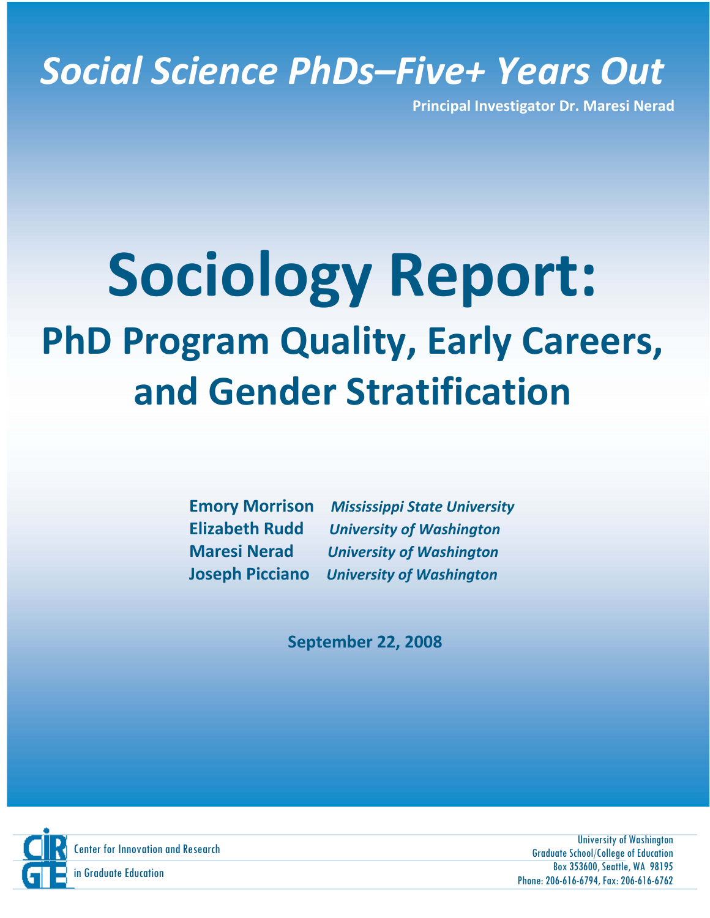*Social Science PhDs–Five+ Years Out*

**Principal Investigator Dr. Maresi Nerad**

# Sociology Report:

## PhD Program Quality, Early Careers, and Gender Stratification

**Emory Morrison** *Mississippi State University*
**Elizabeth Rudd** *University of Washington*
**Maresi Nerad** *University of Washington*
**Joseph Picciano** *University of Washington*

**September 22, 2008**

CIRGE
Center for Innovation and Research in Graduate Education

University of Washington
Graduate School/College of Education
Box 353600, Seattle, WA 98195
Phone: 206-616-6794, Fax: 206-616-6762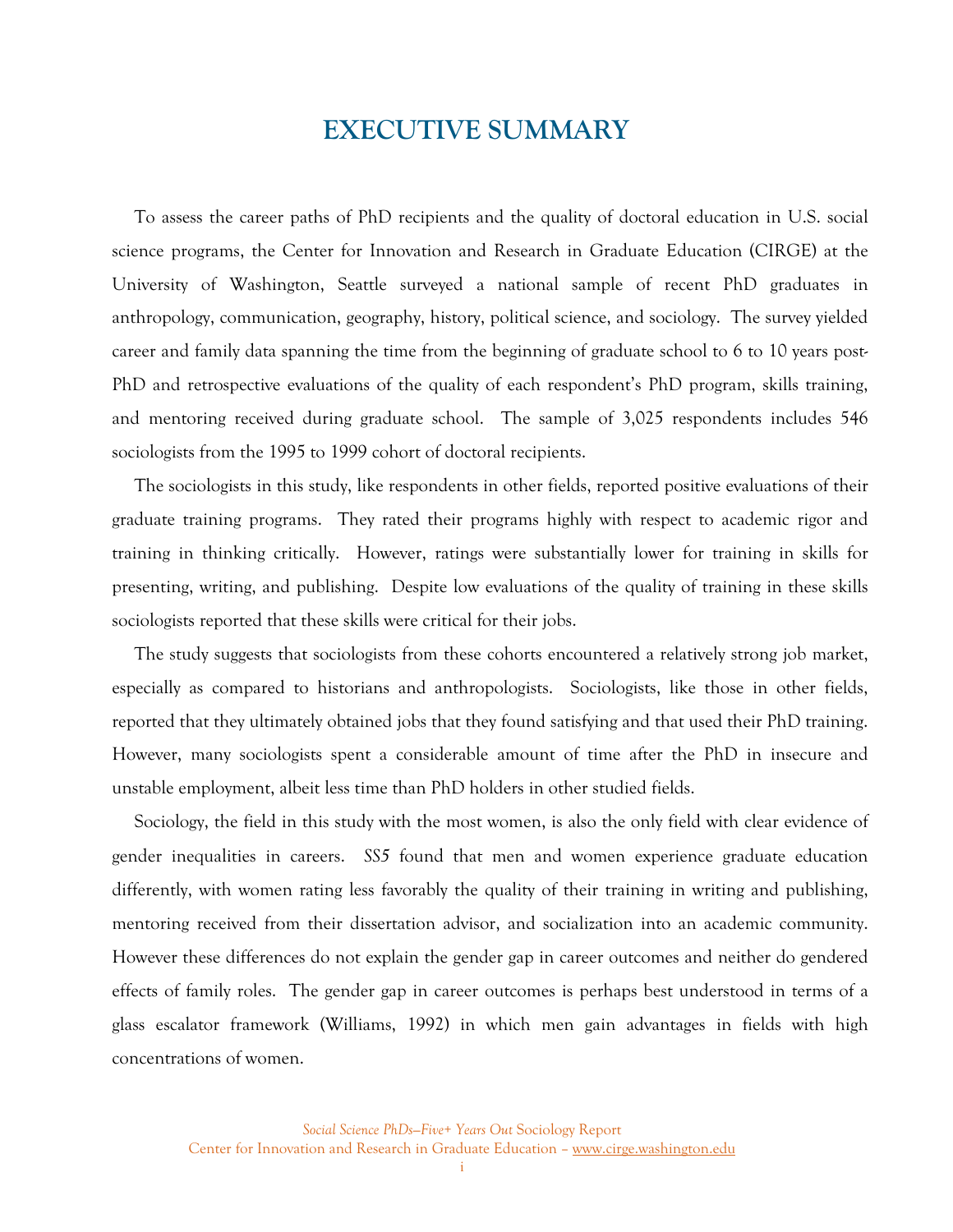# EXECUTIVE SUMMARY

To assess the career paths of PhD recipients and the quality of doctoral education in U.S. social science programs, the Center for Innovation and Research in Graduate Education (CIRGE) at the University of Washington, Seattle surveyed a national sample of recent PhD graduates in anthropology, communication, geography, history, political science, and sociology. The survey yielded career and family data spanning the time from the beginning of graduate school to 6 to 10 years post-PhD and retrospective evaluations of the quality of each respondent's PhD program, skills training, and mentoring received during graduate school. The sample of 3,025 respondents includes 546 sociologists from the 1995 to 1999 cohort of doctoral recipients.

The sociologists in this study, like respondents in other fields, reported positive evaluations of their graduate training programs. They rated their programs highly with respect to academic rigor and training in thinking critically. However, ratings were substantially lower for training in skills for presenting, writing, and publishing. Despite low evaluations of the quality of training in these skills sociologists reported that these skills were critical for their jobs.

The study suggests that sociologists from these cohorts encountered a relatively strong job market, especially as compared to historians and anthropologists. Sociologists, like those in other fields, reported that they ultimately obtained jobs that they found satisfying and that used their PhD training. However, many sociologists spent a considerable amount of time after the PhD in insecure and unstable employment, albeit less time than PhD holders in other studied fields.

Sociology, the field in this study with the most women, is also the only field with clear evidence of gender inequalities in careers. *SS5* found that men and women experience graduate education differently, with women rating less favorably the quality of their training in writing and publishing, mentoring received from their dissertation advisor, and socialization into an academic community. However these differences do not explain the gender gap in career outcomes and neither do gendered effects of family roles. The gender gap in career outcomes is perhaps best understood in terms of a glass escalator framework (Williams, 1992) in which men gain advantages in fields with high concentrations of women.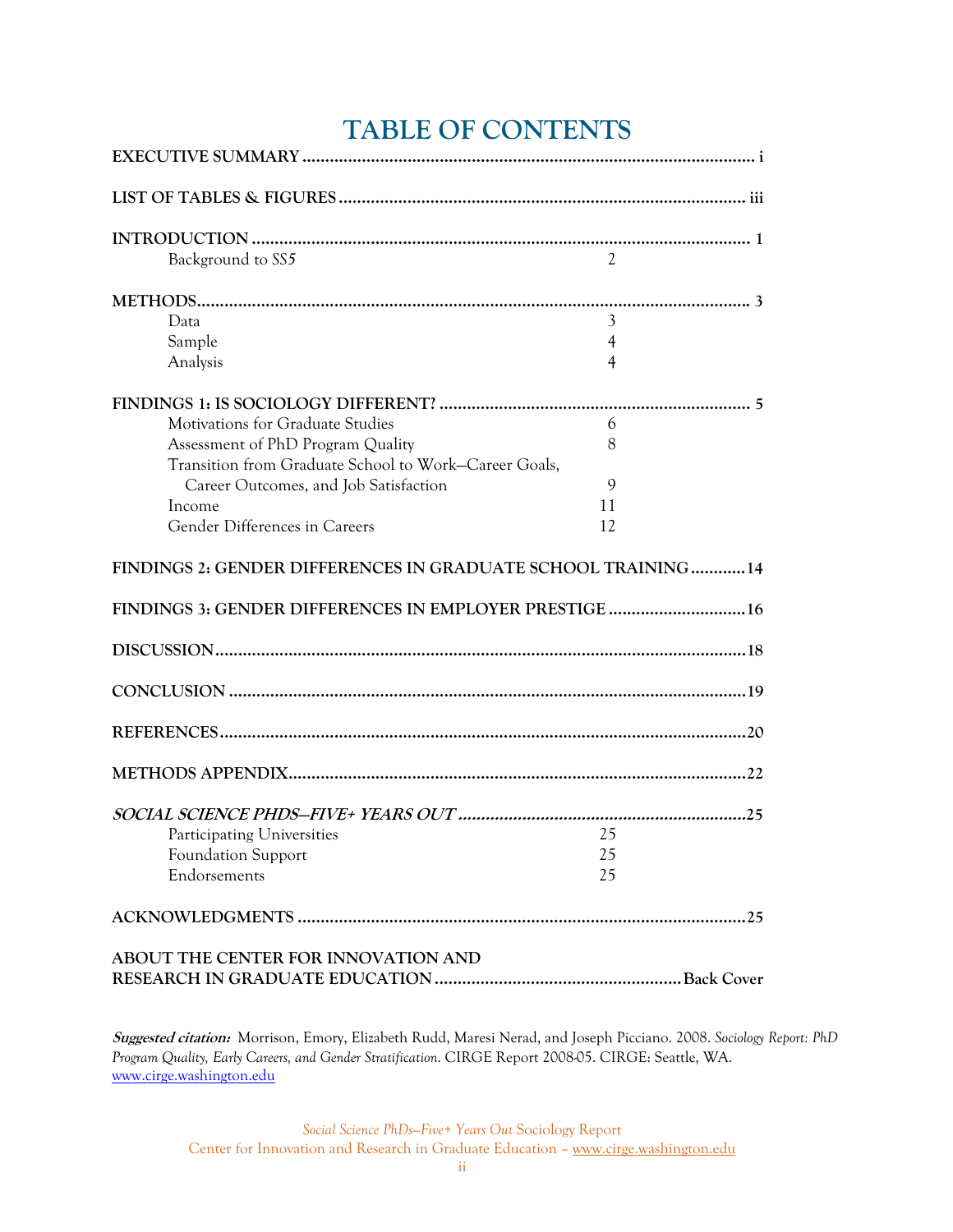# TABLE OF CONTENTS

**EXECUTIVE SUMMARY** .................................................................................................... i

**LIST OF TABLES & FIGURES** .......................................................................................... iii

**INTRODUCTION** .............................................................................................................. 1

- Background to *SS5* 2

**METHODS** ........................................................................................................................ 3

- Data 3
- Sample 4
- Analysis 4

**FINDINGS 1: IS SOCIOLOGY DIFFERENT?** .................................................................... 5

- Motivations for Graduate Studies 6
- Assessment of PhD Program Quality 8
- Transition from Graduate School to Work—Career Goals, Career Outcomes, and Job Satisfaction 9
- Income 11
- Gender Differences in Careers 12

**FINDINGS 2: GENDER DIFFERENCES IN GRADUATE SCHOOL TRAINING** ............14

**FINDINGS 3: GENDER DIFFERENCES IN EMPLOYER PRESTIGE** ..............................16

**DISCUSSION** ....................................................................................................................18

**CONCLUSION** ..................................................................................................................19

**REFERENCES** ...................................................................................................................20

**METHODS APPENDIX** .....................................................................................................22

***SOCIAL SCIENCE PHDS—FIVE+ YEARS OUT*** ...............................................................25

- Participating Universities 25
- Foundation Support 25
- Endorsements 25

**ACKNOWLEDGMENTS** ....................................................................................................25

**ABOUT THE CENTER FOR INNOVATION AND RESEARCH IN GRADUATE EDUCATION** ......................................................Back Cover

***Suggested citation:*** Morrison, Emory, Elizabeth Rudd, Maresi Nerad, and Joseph Picciano. 2008. *Sociology Report: PhD Program Quality, Early Careers, and Gender Stratification*. CIRGE Report 2008-05. CIRGE: Seattle, WA. www.cirge.washington.edu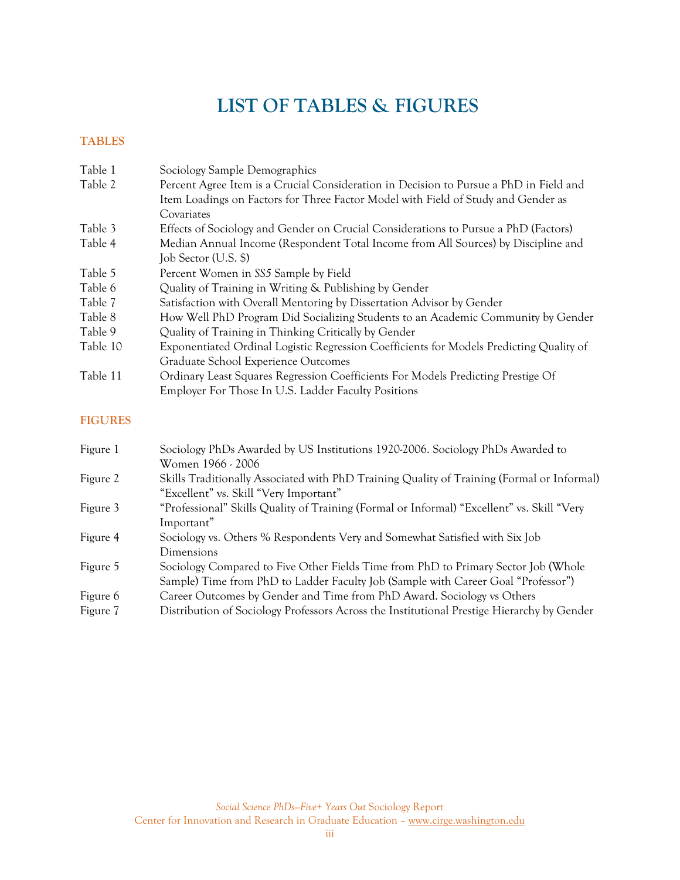# LIST OF TABLES & FIGURES

## TABLES

| | |
|---|---|
| Table 1 | Sociology Sample Demographics |
| Table 2 | Percent Agree Item is a Crucial Consideration in Decision to Pursue a PhD in Field and Item Loadings on Factors for Three Factor Model with Field of Study and Gender as Covariates |
| Table 3 | Effects of Sociology and Gender on Crucial Considerations to Pursue a PhD (Factors) |
| Table 4 | Median Annual Income (Respondent Total Income from All Sources) by Discipline and Job Sector (U.S. $) |
| Table 5 | Percent Women in *SS5* Sample by Field |
| Table 6 | Quality of Training in Writing & Publishing by Gender |
| Table 7 | Satisfaction with Overall Mentoring by Dissertation Advisor by Gender |
| Table 8 | How Well PhD Program Did Socializing Students to an Academic Community by Gender |
| Table 9 | Quality of Training in Thinking Critically by Gender |
| Table 10 | Exponentiated Ordinal Logistic Regression Coefficients for Models Predicting Quality of Graduate School Experience Outcomes |
| Table 11 | Ordinary Least Squares Regression Coefficients For Models Predicting Prestige Of Employer For Those In U.S. Ladder Faculty Positions |

## FIGURES

| | |
|---|---|
| Figure 1 | Sociology PhDs Awarded by US Institutions 1920-2006. Sociology PhDs Awarded to Women 1966 - 2006 |
| Figure 2 | Skills Traditionally Associated with PhD Training Quality of Training (Formal or Informal) "Excellent" vs. Skill "Very Important" |
| Figure 3 | "Professional" Skills Quality of Training (Formal or Informal) "Excellent" vs. Skill "Very Important" |
| Figure 4 | Sociology vs. Others % Respondents Very and Somewhat Satisfied with Six Job Dimensions |
| Figure 5 | Sociology Compared to Five Other Fields Time from PhD to Primary Sector Job (Whole Sample) Time from PhD to Ladder Faculty Job (Sample with Career Goal "Professor") |
| Figure 6 | Career Outcomes by Gender and Time from PhD Award. Sociology vs Others |
| Figure 7 | Distribution of Sociology Professors Across the Institutional Prestige Hierarchy by Gender |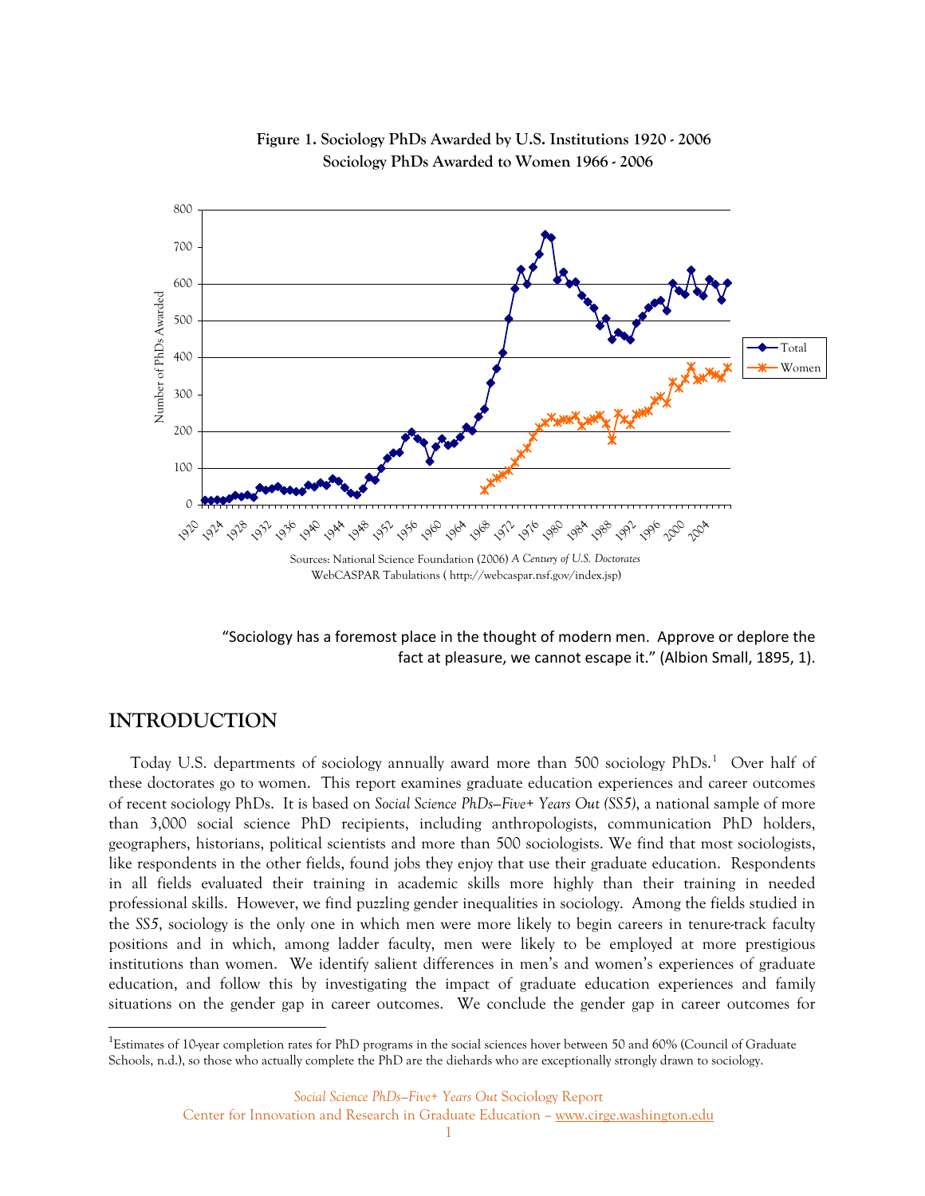**Figure 1. Sociology PhDs Awarded by U.S. Institutions 1920 - 2006**
**Sociology PhDs Awarded to Women 1966 - 2006**

Sources: National Science Foundation (2006) *A Century of U.S. Doctorates*
WebCASPAR Tabulations ( http://webcaspar.nsf.gov/index.jsp)

> "Sociology has a foremost place in the thought of modern men. Approve or deplore the fact at pleasure, we cannot escape it." (Albion Small, 1895, 1).

## INTRODUCTION

Today U.S. departments of sociology annually award more than 500 sociology PhDs.[1] Over half of these doctorates go to women. This report examines graduate education experiences and career outcomes of recent sociology PhDs. It is based on *Social Science PhDs—Five+ Years Out (SS5)*, a national sample of more than 3,000 social science PhD recipients, including anthropologists, communication PhD holders, geographers, historians, political scientists and more than 500 sociologists. We find that most sociologists, like respondents in the other fields, found jobs they enjoy that use their graduate education. Respondents in all fields evaluated their training in academic skills more highly than their training in needed professional skills. However, we find puzzling gender inequalities in sociology. Among the fields studied in the *SS5*, sociology is the only one in which men were more likely to begin careers in tenure-track faculty positions and in which, among ladder faculty, men were likely to be employed at more prestigious institutions than women. We identify salient differences in men's and women's experiences of graduate education, and follow this by investigating the impact of graduate education experiences and family situations on the gender gap in career outcomes. We conclude the gender gap in career outcomes for

[1]Estimates of 10-year completion rates for PhD programs in the social sciences hover between 50 and 60% (Council of Graduate Schools, n.d.), so those who actually complete the PhD are the diehards who are exceptionally strongly drawn to sociology.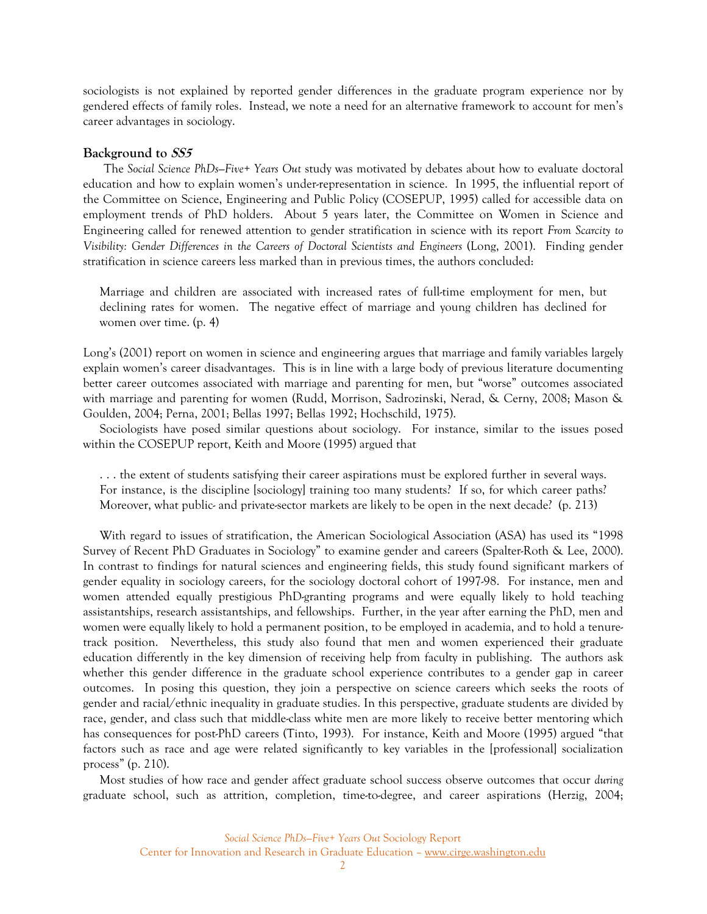sociologists is not explained by reported gender differences in the graduate program experience nor by gendered effects of family roles. Instead, we note a need for an alternative framework to account for men's career advantages in sociology.

### Background to *SS5*

The *Social Science PhDs—Five+ Years Out* study was motivated by debates about how to evaluate doctoral education and how to explain women's under-representation in science. In 1995, the influential report of the Committee on Science, Engineering and Public Policy (COSEPUP, 1995) called for accessible data on employment trends of PhD holders. About 5 years later, the Committee on Women in Science and Engineering called for renewed attention to gender stratification in science with its report *From Scarcity to Visibility: Gender Differences in the Careers of Doctoral Scientists and Engineers* (Long, 2001). Finding gender stratification in science careers less marked than in previous times, the authors concluded:

> Marriage and children are associated with increased rates of full-time employment for men, but declining rates for women. The negative effect of marriage and young children has declined for women over time. (p. 4)

Long's (2001) report on women in science and engineering argues that marriage and family variables largely explain women's career disadvantages. This is in line with a large body of previous literature documenting better career outcomes associated with marriage and parenting for men, but "worse" outcomes associated with marriage and parenting for women (Rudd, Morrison, Sadrozinski, Nerad, & Cerny, 2008; Mason & Goulden, 2004; Perna, 2001; Bellas 1997; Bellas 1992; Hochschild, 1975).

Sociologists have posed similar questions about sociology. For instance, similar to the issues posed within the COSEPUP report, Keith and Moore (1995) argued that

> . . . the extent of students satisfying their career aspirations must be explored further in several ways. For instance, is the discipline [sociology] training too many students? If so, for which career paths? Moreover, what public- and private-sector markets are likely to be open in the next decade? (p. 213)

With regard to issues of stratification, the American Sociological Association (ASA) has used its "1998 Survey of Recent PhD Graduates in Sociology" to examine gender and careers (Spalter-Roth & Lee, 2000). In contrast to findings for natural sciences and engineering fields, this study found significant markers of gender equality in sociology careers, for the sociology doctoral cohort of 1997-98. For instance, men and women attended equally prestigious PhD-granting programs and were equally likely to hold teaching assistantships, research assistantships, and fellowships. Further, in the year after earning the PhD, men and women were equally likely to hold a permanent position, to be employed in academia, and to hold a tenure-track position. Nevertheless, this study also found that men and women experienced their graduate education differently in the key dimension of receiving help from faculty in publishing. The authors ask whether this gender difference in the graduate school experience contributes to a gender gap in career outcomes. In posing this question, they join a perspective on science careers which seeks the roots of gender and racial/ethnic inequality in graduate studies. In this perspective, graduate students are divided by race, gender, and class such that middle-class white men are more likely to receive better mentoring which has consequences for post-PhD careers (Tinto, 1993). For instance, Keith and Moore (1995) argued "that factors such as race and age were related significantly to key variables in the [professional] socialization process" (p. 210).

Most studies of how race and gender affect graduate school success observe outcomes that occur *during* graduate school, such as attrition, completion, time-to-degree, and career aspirations (Herzig, 2004;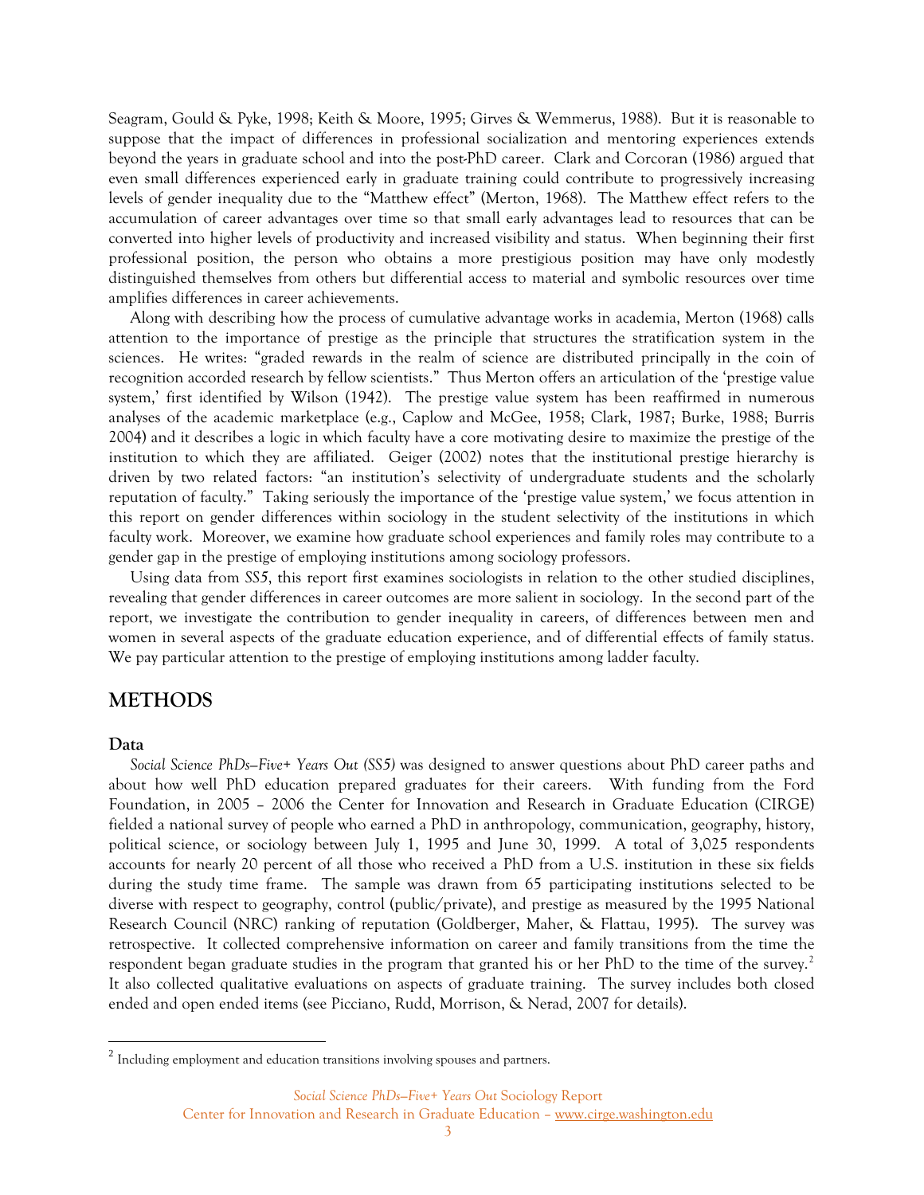Seagram, Gould & Pyke, 1998; Keith & Moore, 1995; Girves & Wemmerus, 1988). But it is reasonable to suppose that the impact of differences in professional socialization and mentoring experiences extends beyond the years in graduate school and into the post-PhD career. Clark and Corcoran (1986) argued that even small differences experienced early in graduate training could contribute to progressively increasing levels of gender inequality due to the "Matthew effect" (Merton, 1968). The Matthew effect refers to the accumulation of career advantages over time so that small early advantages lead to resources that can be converted into higher levels of productivity and increased visibility and status. When beginning their first professional position, the person who obtains a more prestigious position may have only modestly distinguished themselves from others but differential access to material and symbolic resources over time amplifies differences in career achievements.

Along with describing how the process of cumulative advantage works in academia, Merton (1968) calls attention to the importance of prestige as the principle that structures the stratification system in the sciences. He writes: "graded rewards in the realm of science are distributed principally in the coin of recognition accorded research by fellow scientists." Thus Merton offers an articulation of the 'prestige value system,' first identified by Wilson (1942). The prestige value system has been reaffirmed in numerous analyses of the academic marketplace (e.g., Caplow and McGee, 1958; Clark, 1987; Burke, 1988; Burris 2004) and it describes a logic in which faculty have a core motivating desire to maximize the prestige of the institution to which they are affiliated. Geiger (2002) notes that the institutional prestige hierarchy is driven by two related factors: "an institution's selectivity of undergraduate students and the scholarly reputation of faculty." Taking seriously the importance of the 'prestige value system,' we focus attention in this report on gender differences within sociology in the student selectivity of the institutions in which faculty work. Moreover, we examine how graduate school experiences and family roles may contribute to a gender gap in the prestige of employing institutions among sociology professors.

Using data from *SS5*, this report first examines sociologists in relation to the other studied disciplines, revealing that gender differences in career outcomes are more salient in sociology. In the second part of the report, we investigate the contribution to gender inequality in careers, of differences between men and women in several aspects of the graduate education experience, and of differential effects of family status. We pay particular attention to the prestige of employing institutions among ladder faculty.

## METHODS

### Data

*Social Science PhDs—Five+ Years Out (SS5)* was designed to answer questions about PhD career paths and about how well PhD education prepared graduates for their careers. With funding from the Ford Foundation, in 2005 – 2006 the Center for Innovation and Research in Graduate Education (CIRGE) fielded a national survey of people who earned a PhD in anthropology, communication, geography, history, political science, or sociology between July 1, 1995 and June 30, 1999. A total of 3,025 respondents accounts for nearly 20 percent of all those who received a PhD from a U.S. institution in these six fields during the study time frame. The sample was drawn from 65 participating institutions selected to be diverse with respect to geography, control (public/private), and prestige as measured by the 1995 National Research Council (NRC) ranking of reputation (Goldberger, Maher, & Flattau, 1995). The survey was retrospective. It collected comprehensive information on career and family transitions from the time the respondent began graduate studies in the program that granted his or her PhD to the time of the survey.[2] It also collected qualitative evaluations on aspects of graduate training. The survey includes both closed ended and open ended items (see Picciano, Rudd, Morrison, & Nerad, 2007 for details).

[2] Including employment and education transitions involving spouses and partners.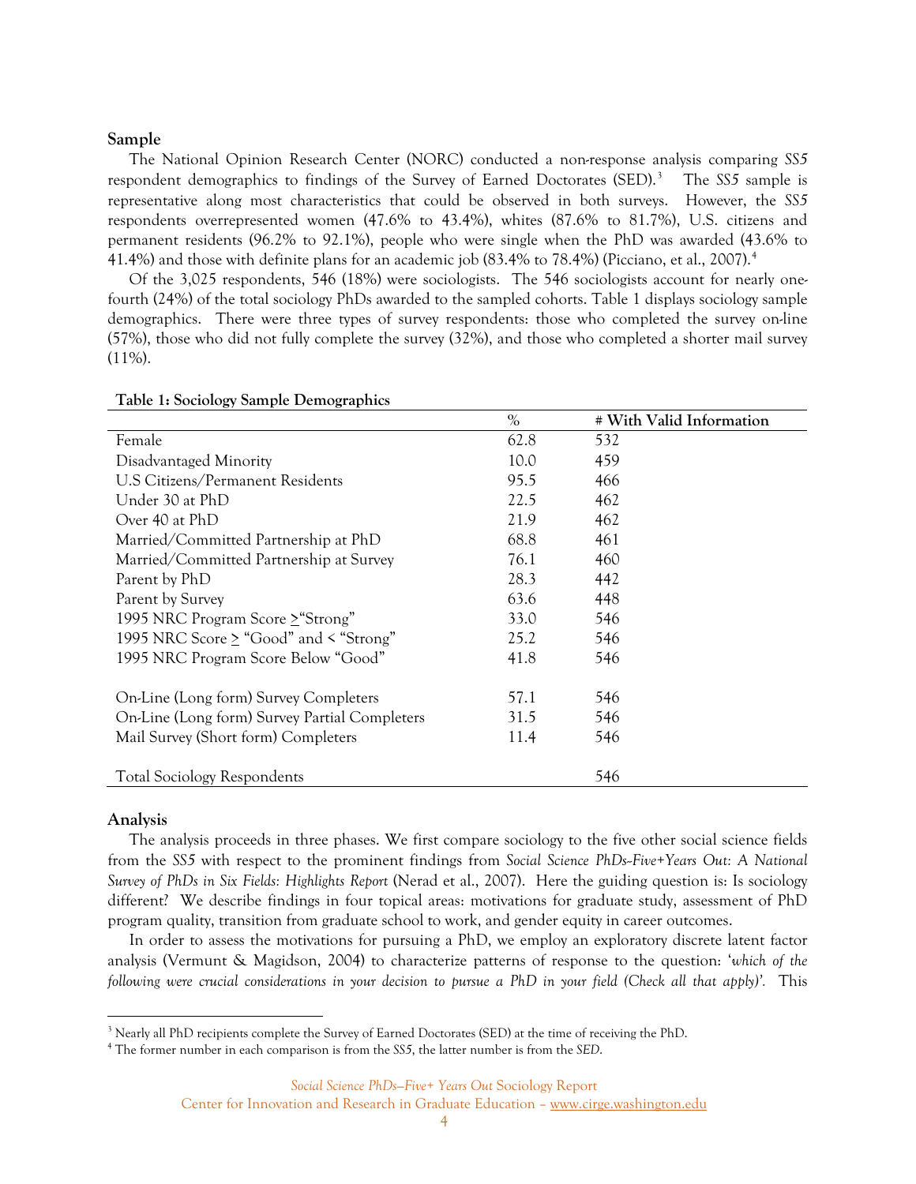## Sample

The National Opinion Research Center (NORC) conducted a non-response analysis comparing *SS5* respondent demographics to findings of the Survey of Earned Doctorates (SED).[3] The *SS5* sample is representative along most characteristics that could be observed in both surveys. However, the *SS5* respondents overrepresented women (47.6% to 43.4%), whites (87.6% to 81.7%), U.S. citizens and permanent residents (96.2% to 92.1%), people who were single when the PhD was awarded (43.6% to 41.4%) and those with definite plans for an academic job (83.4% to 78.4%) (Picciano, et al., 2007).[4]

Of the 3,025 respondents, 546 (18%) were sociologists. The 546 sociologists account for nearly one-fourth (24%) of the total sociology PhDs awarded to the sampled cohorts. Table 1 displays sociology sample demographics. There were three types of survey respondents: those who completed the survey on-line (57%), those who did not fully complete the survey (32%), and those who completed a shorter mail survey (11%).

**Table 1: Sociology Sample Demographics**

| | % | # With Valid Information |
|---|---|---|
| Female | 62.8 | 532 |
| Disadvantaged Minority | 10.0 | 459 |
| U.S Citizens/Permanent Residents | 95.5 | 466 |
| Under 30 at PhD | 22.5 | 462 |
| Over 40 at PhD | 21.9 | 462 |
| Married/Committed Partnership at PhD | 68.8 | 461 |
| Married/Committed Partnership at Survey | 76.1 | 460 |
| Parent by PhD | 28.3 | 442 |
| Parent by Survey | 63.6 | 448 |
| 1995 NRC Program Score ≥"Strong" | 33.0 | 546 |
| 1995 NRC Score ≥ "Good" and < "Strong" | 25.2 | 546 |
| 1995 NRC Program Score Below "Good" | 41.8 | 546 |
| | | |
| On-Line (Long form) Survey Completers | 57.1 | 546 |
| On-Line (Long form) Survey Partial Completers | 31.5 | 546 |
| Mail Survey (Short form) Completers | 11.4 | 546 |
| | | |
| Total Sociology Respondents | | 546 |

## Analysis

The analysis proceeds in three phases. We first compare sociology to the five other social science fields from the *SS5* with respect to the prominent findings from *Social Science PhDs–Five+Years Out: A National Survey of PhDs in Six Fields: Highlights Report* (Nerad et al., 2007). Here the guiding question is: Is sociology different? We describe findings in four topical areas: motivations for graduate study, assessment of PhD program quality, transition from graduate school to work, and gender equity in career outcomes.

In order to assess the motivations for pursuing a PhD, we employ an exploratory discrete latent factor analysis (Vermunt & Magidson, 2004) to characterize patterns of response to the question: '*which of the following were crucial considerations in your decision to pursue a PhD in your field (Check all that apply)'.* This

[3] Nearly all PhD recipients complete the Survey of Earned Doctorates (SED) at the time of receiving the PhD.

[4] The former number in each comparison is from the *SS5*, the latter number is from the *SED*.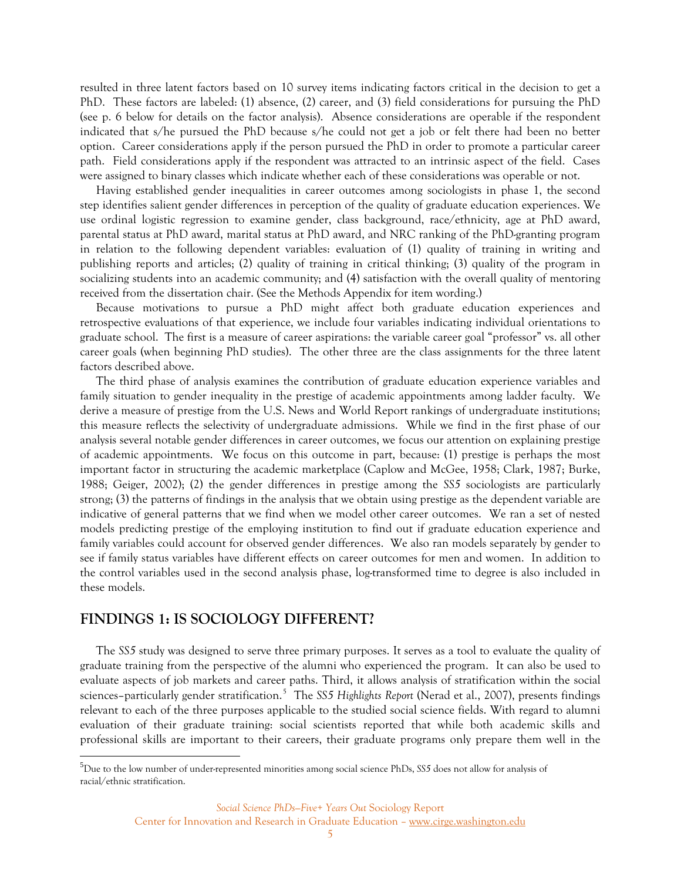resulted in three latent factors based on 10 survey items indicating factors critical in the decision to get a PhD. These factors are labeled: (1) absence, (2) career, and (3) field considerations for pursuing the PhD (see p. 6 below for details on the factor analysis). Absence considerations are operable if the respondent indicated that s/he pursued the PhD because s/he could not get a job or felt there had been no better option. Career considerations apply if the person pursued the PhD in order to promote a particular career path. Field considerations apply if the respondent was attracted to an intrinsic aspect of the field. Cases were assigned to binary classes which indicate whether each of these considerations was operable or not.

Having established gender inequalities in career outcomes among sociologists in phase 1, the second step identifies salient gender differences in perception of the quality of graduate education experiences. We use ordinal logistic regression to examine gender, class background, race/ethnicity, age at PhD award, parental status at PhD award, marital status at PhD award, and NRC ranking of the PhD-granting program in relation to the following dependent variables: evaluation of (1) quality of training in writing and publishing reports and articles; (2) quality of training in critical thinking; (3) quality of the program in socializing students into an academic community; and (4) satisfaction with the overall quality of mentoring received from the dissertation chair. (See the Methods Appendix for item wording.)

Because motivations to pursue a PhD might affect both graduate education experiences and retrospective evaluations of that experience, we include four variables indicating individual orientations to graduate school. The first is a measure of career aspirations: the variable career goal "professor" vs. all other career goals (when beginning PhD studies). The other three are the class assignments for the three latent factors described above.

The third phase of analysis examines the contribution of graduate education experience variables and family situation to gender inequality in the prestige of academic appointments among ladder faculty. We derive a measure of prestige from the U.S. News and World Report rankings of undergraduate institutions; this measure reflects the selectivity of undergraduate admissions. While we find in the first phase of our analysis several notable gender differences in career outcomes, we focus our attention on explaining prestige of academic appointments. We focus on this outcome in part, because: (1) prestige is perhaps the most important factor in structuring the academic marketplace (Caplow and McGee, 1958; Clark, 1987; Burke, 1988; Geiger, 2002); (2) the gender differences in prestige among the *SS5* sociologists are particularly strong; (3) the patterns of findings in the analysis that we obtain using prestige as the dependent variable are indicative of general patterns that we find when we model other career outcomes. We ran a set of nested models predicting prestige of the employing institution to find out if graduate education experience and family variables could account for observed gender differences. We also ran models separately by gender to see if family status variables have different effects on career outcomes for men and women. In addition to the control variables used in the second analysis phase, log-transformed time to degree is also included in these models.

## FINDINGS 1: IS SOCIOLOGY DIFFERENT?

The *SS5* study was designed to serve three primary purposes. It serves as a tool to evaluate the quality of graduate training from the perspective of the alumni who experienced the program. It can also be used to evaluate aspects of job markets and career paths. Third, it allows analysis of stratification within the social sciences–particularly gender stratification.[5] The *SS5 Highlights Report* (Nerad et al., 2007), presents findings relevant to each of the three purposes applicable to the studied social science fields. With regard to alumni evaluation of their graduate training: social scientists reported that while both academic skills and professional skills are important to their careers, their graduate programs only prepare them well in the

[5] Due to the low number of under-represented minorities among social science PhDs, *SS5* does not allow for analysis of racial/ethnic stratification.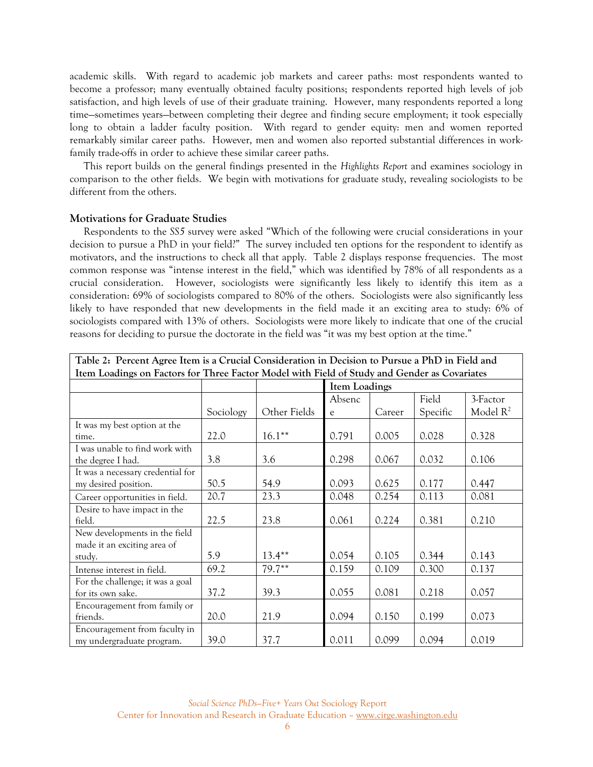academic skills. With regard to academic job markets and career paths: most respondents wanted to become a professor; many eventually obtained faculty positions; respondents reported high levels of job satisfaction, and high levels of use of their graduate training. However, many respondents reported a long time—sometimes years—between completing their degree and finding secure employment; it took especially long to obtain a ladder faculty position. With regard to gender equity: men and women reported remarkably similar career paths. However, men and women also reported substantial differences in work-family trade-offs in order to achieve these similar career paths.

This report builds on the general findings presented in the *Highlights Report* and examines sociology in comparison to the other fields. We begin with motivations for graduate study, revealing sociologists to be different from the others.

### Motivations for Graduate Studies

Respondents to the *SS5* survey were asked "Which of the following were crucial considerations in your decision to pursue a PhD in your field?" The survey included ten options for the respondent to identify as motivators, and the instructions to check all that apply. Table 2 displays response frequencies. The most common response was "intense interest in the field," which was identified by 78% of all respondents as a crucial consideration. However, sociologists were significantly less likely to identify this item as a consideration: 69% of sociologists compared to 80% of the others. Sociologists were also significantly less likely to have responded that new developments in the field made it an exciting area to study: 6% of sociologists compared with 13% of others. Sociologists were more likely to indicate that one of the crucial reasons for deciding to pursue the doctorate in the field was "it was my best option at the time."

**Table 2: Percent Agree Item is a Crucial Consideration in Decision to Pursue a PhD in Field and Item Loadings on Factors for Three Factor Model with Field of Study and Gender as Covariates**

| | | | Item Loadings | | | |
|---|---|---|---|---|---|---|
| | Sociology | Other Fields | Absence | Career | Field Specific | 3-Factor Model $R^2$ |
| It was my best option at the time. | 22.0 | 16.1** | 0.791 | 0.005 | 0.028 | 0.328 |
| I was unable to find work with the degree I had. | 3.8 | 3.6 | 0.298 | 0.067 | 0.032 | 0.106 |
| It was a necessary credential for my desired position. | 50.5 | 54.9 | 0.093 | 0.625 | 0.177 | 0.447 |
| Career opportunities in field. | 20.7 | 23.3 | 0.048 | 0.254 | 0.113 | 0.081 |
| Desire to have impact in the field. | 22.5 | 23.8 | 0.061 | 0.224 | 0.381 | 0.210 |
| New developments in the field made it an exciting area of study. | 5.9 | 13.4** | 0.054 | 0.105 | 0.344 | 0.143 |
| Intense interest in field. | 69.2 | 79.7** | 0.159 | 0.109 | 0.300 | 0.137 |
| For the challenge; it was a goal for its own sake. | 37.2 | 39.3 | 0.055 | 0.081 | 0.218 | 0.057 |
| Encouragement from family or friends. | 20.0 | 21.9 | 0.094 | 0.150 | 0.199 | 0.073 |
| Encouragement from faculty in my undergraduate program. | 39.0 | 37.7 | 0.011 | 0.099 | 0.094 | 0.019 |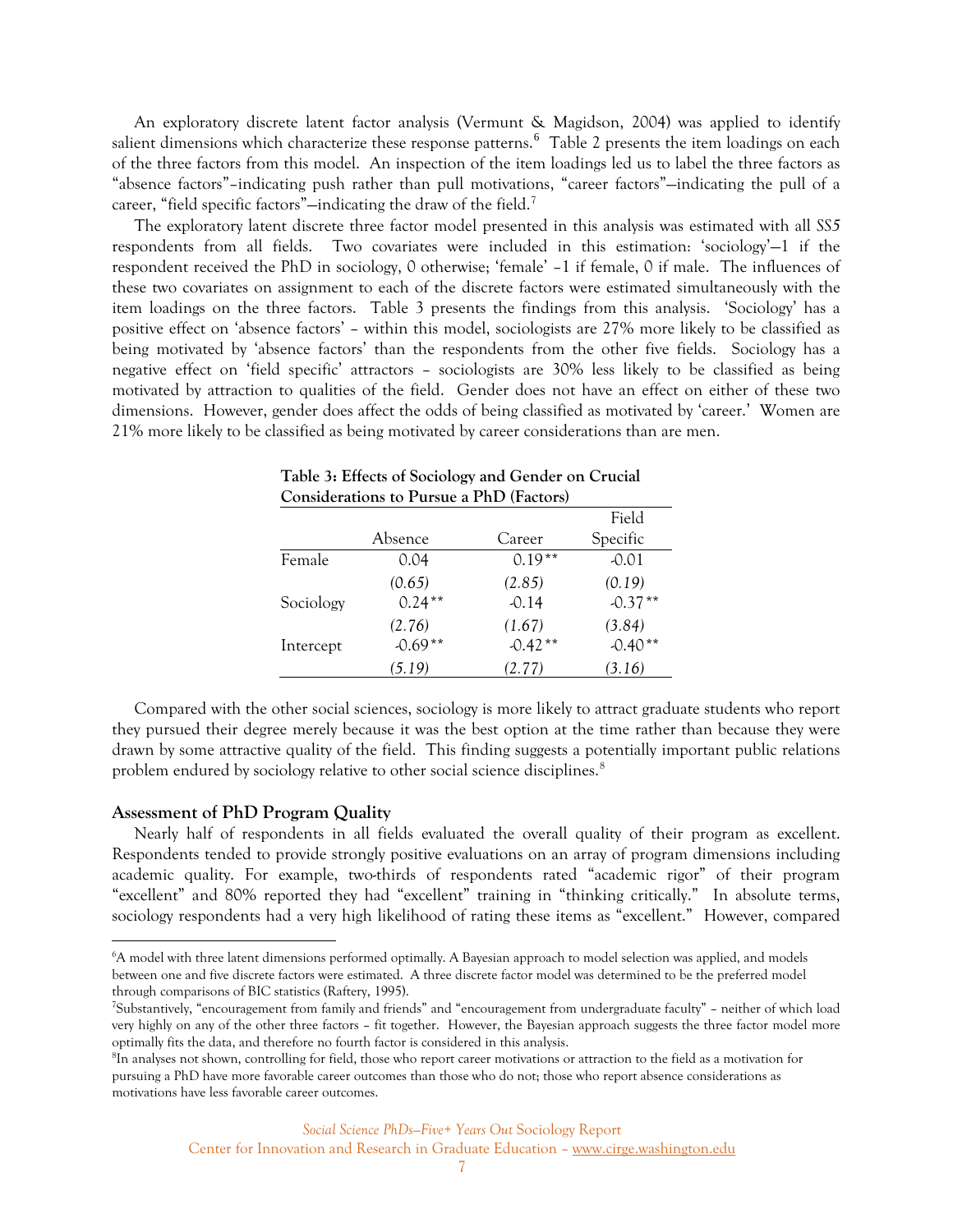An exploratory discrete latent factor analysis (Vermunt & Magidson, 2004) was applied to identify salient dimensions which characterize these response patterns.[6] Table 2 presents the item loadings on each of the three factors from this model. An inspection of the item loadings led us to label the three factors as "absence factors"–indicating push rather than pull motivations, "career factors"—indicating the pull of a career, "field specific factors"—indicating the draw of the field.[7]

The exploratory latent discrete three factor model presented in this analysis was estimated with all *SS5* respondents from all fields. Two covariates were included in this estimation: 'sociology'—1 if the respondent received the PhD in sociology, 0 otherwise; 'female' –1 if female, 0 if male. The influences of these two covariates on assignment to each of the discrete factors were estimated simultaneously with the item loadings on the three factors. Table 3 presents the findings from this analysis. 'Sociology' has a positive effect on 'absence factors' – within this model, sociologists are 27% more likely to be classified as being motivated by 'absence factors' than the respondents from the other five fields. Sociology has a negative effect on 'field specific' attractors – sociologists are 30% less likely to be classified as being motivated by attraction to qualities of the field. Gender does not have an effect on either of these two dimensions. However, gender does affect the odds of being classified as motivated by 'career.' Women are 21% more likely to be classified as being motivated by career considerations than are men.

**Table 3: Effects of Sociology and Gender on Crucial Considerations to Pursue a PhD (Factors)**

| | Absence | Career | Field Specific |
|---|---|---|---|
| Female | 0.04 | 0.19** | -0.01 |
| | *(0.65)* | *(2.85)* | *(0.19)* |
| Sociology | 0.24** | -0.14 | -0.37** |
| | *(2.76)* | *(1.67)* | *(3.84)* |
| Intercept | -0.69** | -0.42** | -0.40** |
| | *(5.19)* | *(2.77)* | *(3.16)* |

Compared with the other social sciences, sociology is more likely to attract graduate students who report they pursued their degree merely because it was the best option at the time rather than because they were drawn by some attractive quality of the field. This finding suggests a potentially important public relations problem endured by sociology relative to other social science disciplines.[8]

### Assessment of PhD Program Quality

Nearly half of respondents in all fields evaluated the overall quality of their program as excellent. Respondents tended to provide strongly positive evaluations on an array of program dimensions including academic quality. For example, two-thirds of respondents rated "academic rigor" of their program "excellent" and 80% reported they had "excellent" training in "thinking critically." In absolute terms, sociology respondents had a very high likelihood of rating these items as "excellent." However, compared

---

[6] A model with three latent dimensions performed optimally. A Bayesian approach to model selection was applied, and models between one and five discrete factors were estimated. A three discrete factor model was determined to be the preferred model through comparisons of BIC statistics (Raftery, 1995).

[7] Substantively, "encouragement from family and friends" and "encouragement from undergraduate faculty" – neither of which load very highly on any of the other three factors – fit together. However, the Bayesian approach suggests the three factor model more optimally fits the data, and therefore no fourth factor is considered in this analysis.

[8] In analyses not shown, controlling for field, those who report career motivations or attraction to the field as a motivation for pursuing a PhD have more favorable career outcomes than those who do not; those who report absence considerations as motivations have less favorable career outcomes.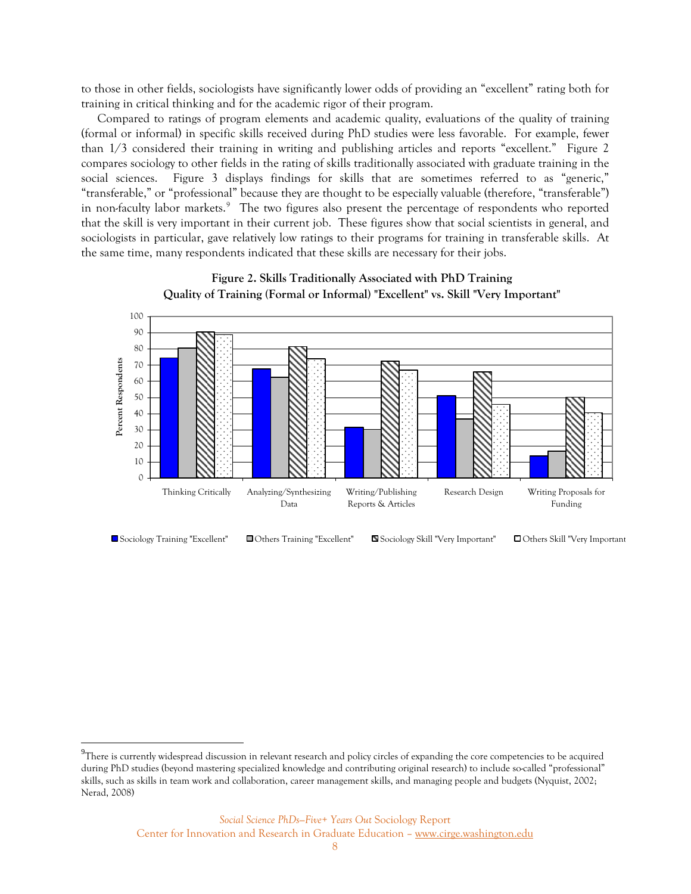to those in other fields, sociologists have significantly lower odds of providing an "excellent" rating both for training in critical thinking and for the academic rigor of their program.

Compared to ratings of program elements and academic quality, evaluations of the quality of training (formal or informal) in specific skills received during PhD studies were less favorable. For example, fewer than 1/3 considered their training in writing and publishing articles and reports "excellent." Figure 2 compares sociology to other fields in the rating of skills traditionally associated with graduate training in the social sciences. Figure 3 displays findings for skills that are sometimes referred to as "generic," "transferable," or "professional" because they are thought to be especially valuable (therefore, "transferable") in non-faculty labor markets.[9] The two figures also present the percentage of respondents who reported that the skill is very important in their current job. These figures show that social scientists in general, and sociologists in particular, gave relatively low ratings to their programs for training in transferable skills. At the same time, many respondents indicated that these skills are necessary for their jobs.

**Figure 2. Skills Traditionally Associated with PhD Training**
**Quality of Training (Formal or Informal) "Excellent" vs. Skill "Very Important"**

| Skill | Sociology Training "Excellent" | Others Training "Excellent" | Sociology Skill "Very Important" | Others Skill "Very Important" |
|---|---|---|---|---|
| Thinking Critically | 74 | 80 | 90 | 88 |
| Analyzing/Synthesizing Data | 67 | 62 | 81 | 73 |
| Writing/Publishing Reports & Articles | 31 | 30 | 72 | 66 |
| Research Design | 51 | 36 | 65 | 45 |
| Writing Proposals for Funding | 13 | 16 | 50 | 40 |

Percent Respondents

[9]There is currently widespread discussion in relevant research and policy circles of expanding the core competencies to be acquired during PhD studies (beyond mastering specialized knowledge and contributing original research) to include so-called "professional" skills, such as skills in team work and collaboration, career management skills, and managing people and budgets (Nyquist, 2002; Nerad, 2008)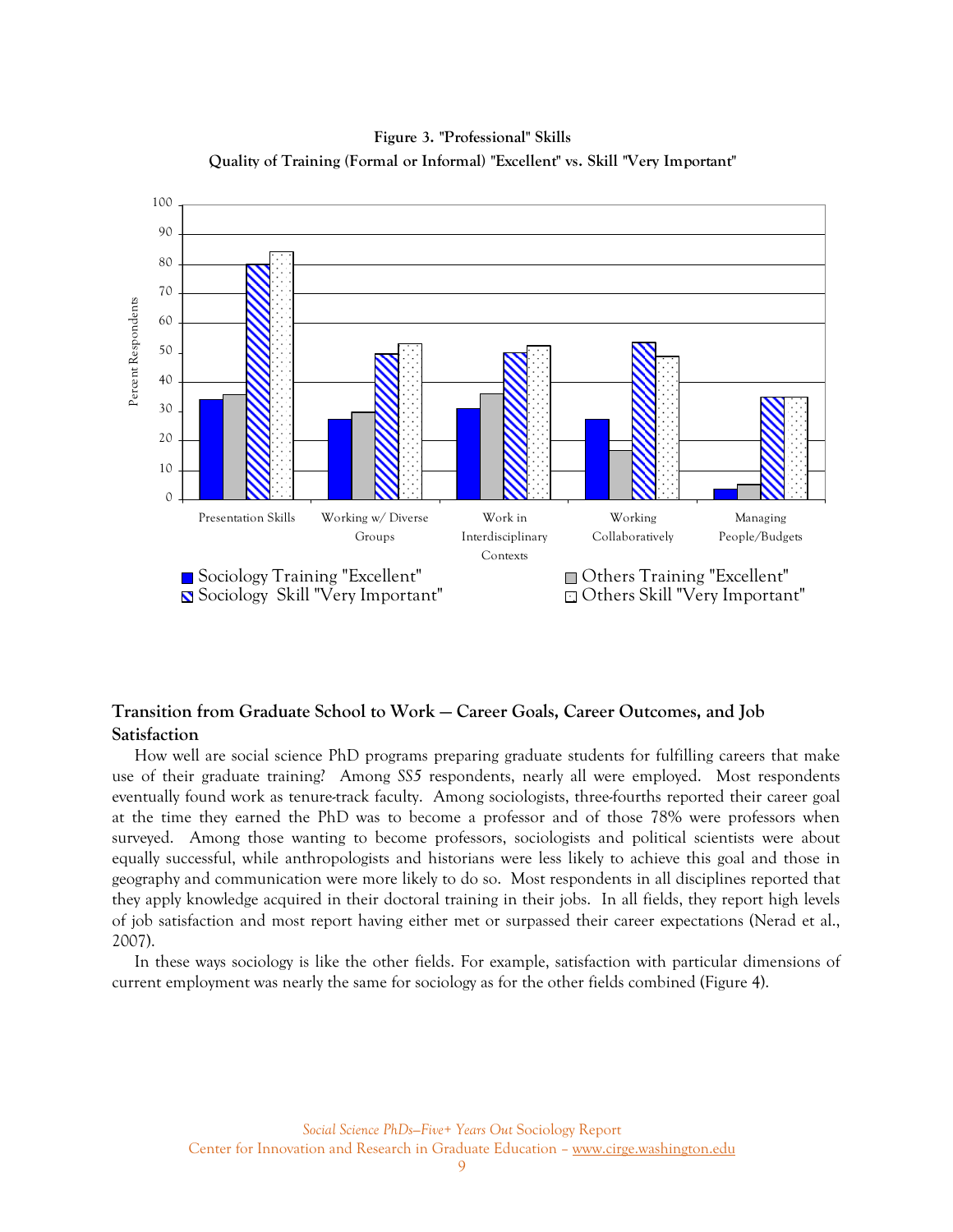**Figure 3. "Professional" Skills**
**Quality of Training (Formal or Informal) "Excellent" vs. Skill "Very Important"**

## Transition from Graduate School to Work — Career Goals, Career Outcomes, and Job Satisfaction

How well are social science PhD programs preparing graduate students for fulfilling careers that make use of their graduate training? Among *SS5* respondents, nearly all were employed. Most respondents eventually found work as tenure-track faculty. Among sociologists, three-fourths reported their career goal at the time they earned the PhD was to become a professor and of those 78% were professors when surveyed. Among those wanting to become professors, sociologists and political scientists were about equally successful, while anthropologists and historians were less likely to achieve this goal and those in geography and communication were more likely to do so. Most respondents in all disciplines reported that they apply knowledge acquired in their doctoral training in their jobs. In all fields, they report high levels of job satisfaction and most report having either met or surpassed their career expectations (Nerad et al., 2007).

In these ways sociology is like the other fields. For example, satisfaction with particular dimensions of current employment was nearly the same for sociology as for the other fields combined (Figure 4).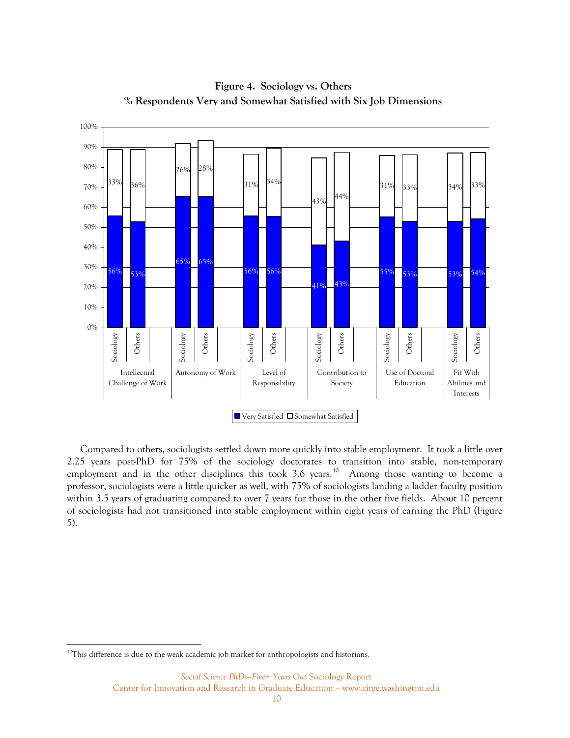**Figure 4. Sociology vs. Others**
**% Respondents Very and Somewhat Satisfied with Six Job Dimensions**

| Job Dimension | Group | Very Satisfied | Somewhat Satisfied |
|---|---|---|---|
| Intellectual Challenge of Work | Sociology | 56% | 33% |
| | Others | 53% | 36% |
| Autonomy of Work | Sociology | 65% | 26% |
| | Others | 65% | 28% |
| Level of Responsibility | Sociology | 56% | 31% |
| | Others | 56% | 34% |
| Contribution to Society | Sociology | 41% | 43% |
| | Others | 43% | 44% |
| Use of Doctoral Education | Sociology | 55% | 31% |
| | Others | 53% | 33% |
| Fit With Abilities and Interests | Sociology | 53% | 34% |
| | Others | 54% | 33% |

Compared to others, sociologists settled down more quickly into stable employment. It took a little over 2.25 years post-PhD for 75% of the sociology doctorates to transition into stable, non-temporary employment and in the other disciplines this took 3.6 years.[10] Among those wanting to become a professor, sociologists were a little quicker as well, with 75% of sociologists landing a ladder faculty position within 3.5 years of graduating compared to over 7 years for those in the other five fields. About 10 percent of sociologists had not transitioned into stable employment within eight years of earning the PhD (Figure 5).

[10] This difference is due to the weak academic job market for anthropologists and historians.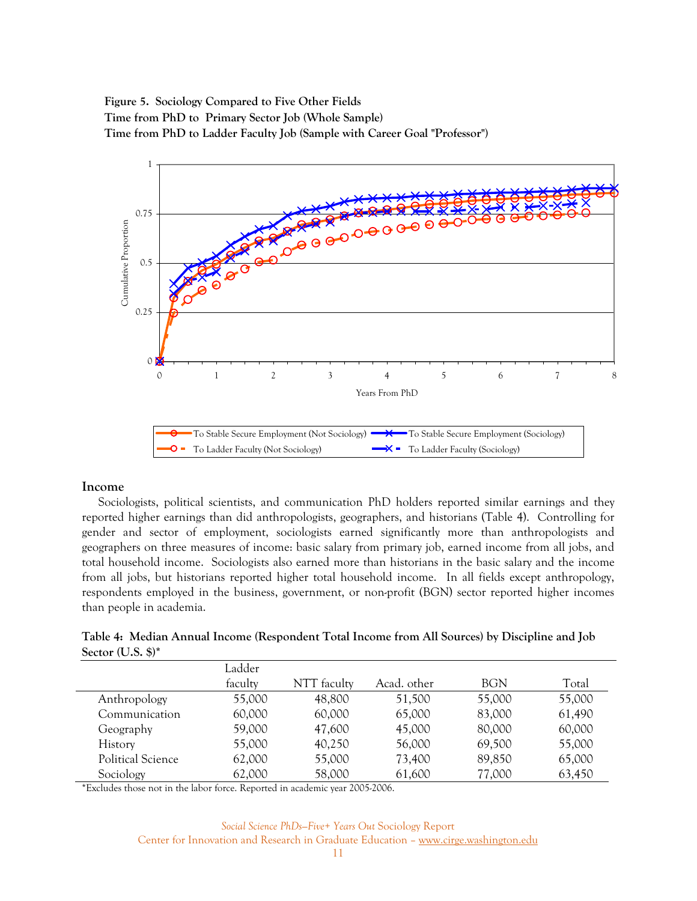**Figure 5. Sociology Compared to Five Other Fields**
**Time from PhD to Primary Sector Job (Whole Sample)**
**Time from PhD to Ladder Faculty Job (Sample with Career Goal "Professor")**

## Income

Sociologists, political scientists, and communication PhD holders reported similar earnings and they reported higher earnings than did anthropologists, geographers, and historians (Table 4). Controlling for gender and sector of employment, sociologists earned significantly more than anthropologists and geographers on three measures of income: basic salary from primary job, earned income from all jobs, and total household income. Sociologists also earned more than historians in the basic salary and the income from all jobs, but historians reported higher total household income. In all fields except anthropology, respondents employed in the business, government, or non-profit (BGN) sector reported higher incomes than people in academia.

**Table 4: Median Annual Income (Respondent Total Income from All Sources) by Discipline and Job Sector (U.S. $)***

| | Ladder faculty | NTT faculty | Acad. other | BGN | Total |
|---|---|---|---|---|---|
| Anthropology | 55,000 | 48,800 | 51,500 | 55,000 | 55,000 |
| Communication | 60,000 | 60,000 | 65,000 | 83,000 | 61,490 |
| Geography | 59,000 | 47,600 | 45,000 | 80,000 | 60,000 |
| History | 55,000 | 40,250 | 56,000 | 69,500 | 55,000 |
| Political Science | 62,000 | 55,000 | 73,400 | 89,850 | 65,000 |
| Sociology | 62,000 | 58,000 | 61,600 | 77,000 | 63,450 |

*Excludes those not in the labor force. Reported in academic year 2005-2006.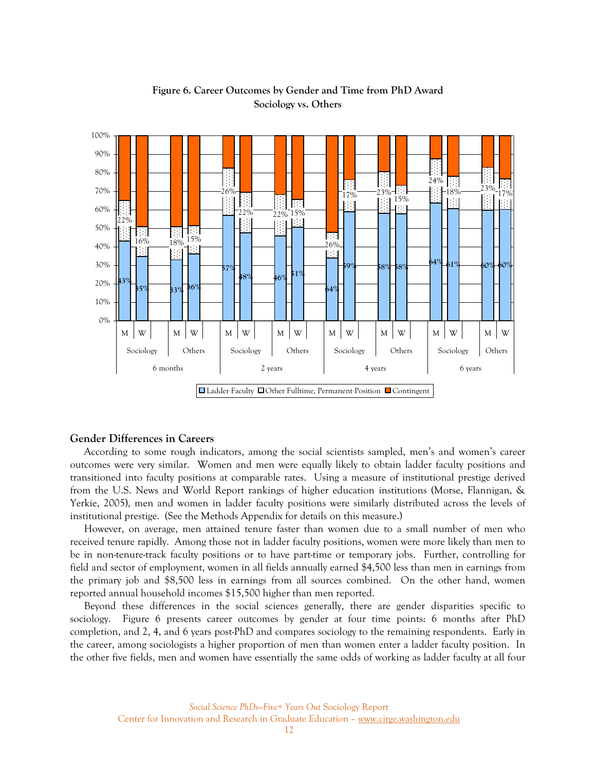**Figure 6. Career Outcomes by Gender and Time from PhD Award**
**Sociology vs. Others**

| Time | Field | Gender | Ladder Faculty | Other Fulltime, Permanent Position |
|---|---|---|---|---|
| 6 months | Sociology | M | 43% | 22% |
| | | W | 35% | 16% |
| | Others | M | 33% | 18% |
| | | W | 36% | 15% |
| 2 years | Sociology | M | 57% | 26% |
| | | W | 48% | 22% |
| | Others | M | 46% | 22% |
| | | W | 51% | 15% |
| 4 years | Sociology | M | 64% | 26% |
| | | W | 59% | 17% |
| | Others | M | 58% | 23% |
| | | W | 58% | 15% |
| 6 years | Sociology | M | 64% | 24% |
| | | W | 61% | 18% |
| | Others | M | 60% | 23% |
| | | W | 60% | 17% |

Legend: Ladder Faculty; Other Fulltime, Permanent Position; Contingent

## Gender Differences in Careers

According to some rough indicators, among the social scientists sampled, men's and women's career outcomes were very similar. Women and men were equally likely to obtain ladder faculty positions and transitioned into faculty positions at comparable rates. Using a measure of institutional prestige derived from the U.S. News and World Report rankings of higher education institutions (Morse, Flannigan, & Yerkie, 2005), men and women in ladder faculty positions were similarly distributed across the levels of institutional prestige. (See the Methods Appendix for details on this measure.)

However, on average, men attained tenure faster than women due to a small number of men who received tenure rapidly. Among those not in ladder faculty positions, women were more likely than men to be in non-tenure-track faculty positions or to have part-time or temporary jobs. Further, controlling for field and sector of employment, women in all fields annually earned $4,500 less than men in earnings from the primary job and $8,500 less in earnings from all sources combined. On the other hand, women reported annual household incomes $15,500 higher than men reported.

Beyond these differences in the social sciences generally, there are gender disparities specific to sociology. Figure 6 presents career outcomes by gender at four time points: 6 months after PhD completion, and 2, 4, and 6 years post-PhD and compares sociology to the remaining respondents. Early in the career, among sociologists a higher proportion of men than women enter a ladder faculty position. In the other five fields, men and women have essentially the same odds of working as ladder faculty at all four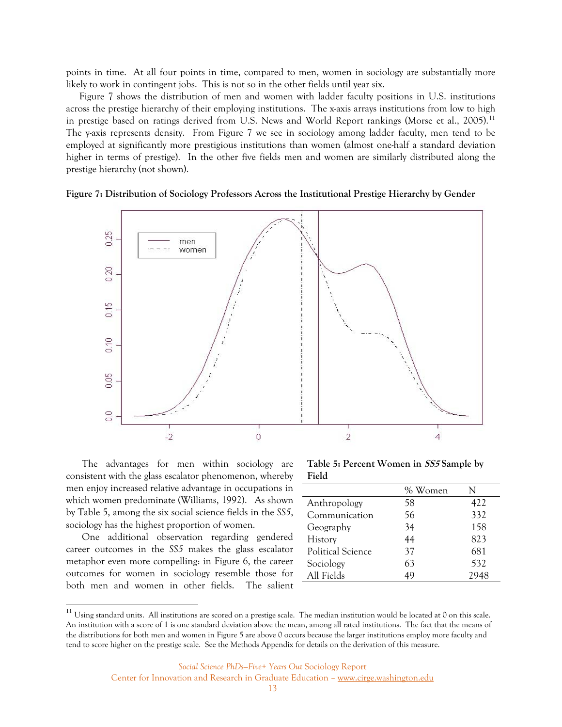points in time. At all four points in time, compared to men, women in sociology are substantially more likely to work in contingent jobs. This is not so in the other fields until year six.

Figure 7 shows the distribution of men and women with ladder faculty positions in U.S. institutions across the prestige hierarchy of their employing institutions. The x-axis arrays institutions from low to high in prestige based on ratings derived from U.S. News and World Report rankings (Morse et al., 2005).[11] The y-axis represents density. From Figure 7 we see in sociology among ladder faculty, men tend to be employed at significantly more prestigious institutions than women (almost one-half a standard deviation higher in terms of prestige). In the other five fields men and women are similarly distributed along the prestige hierarchy (not shown).

**Figure 7: Distribution of Sociology Professors Across the Institutional Prestige Hierarchy by Gender**

The advantages for men within sociology are consistent with the glass escalator phenomenon, whereby men enjoy increased relative advantage in occupations in which women predominate (Williams, 1992). As shown by Table 5, among the six social science fields in the *SS5*, sociology has the highest proportion of women.

One additional observation regarding gendered career outcomes in the *SS5* makes the glass escalator metaphor even more compelling: in Figure 6, the career outcomes for women in sociology resemble those for both men and women in other fields. The salient

**Table 5: Percent Women in *SS5* Sample by Field**

| | % Women | N |
|---|---|---|
| Anthropology | 58 | 422 |
| Communication | 56 | 332 |
| Geography | 34 | 158 |
| History | 44 | 823 |
| Political Science | 37 | 681 |
| Sociology | 63 | 532 |
| All Fields | 49 | 2948 |

[11] Using standard units. All institutions are scored on a prestige scale. The median institution would be located at 0 on this scale. An institution with a score of 1 is one standard deviation above the mean, among all rated institutions. The fact that the means of the distributions for both men and women in Figure 5 are above 0 occurs because the larger institutions employ more faculty and tend to score higher on the prestige scale. See the Methods Appendix for details on the derivation of this measure.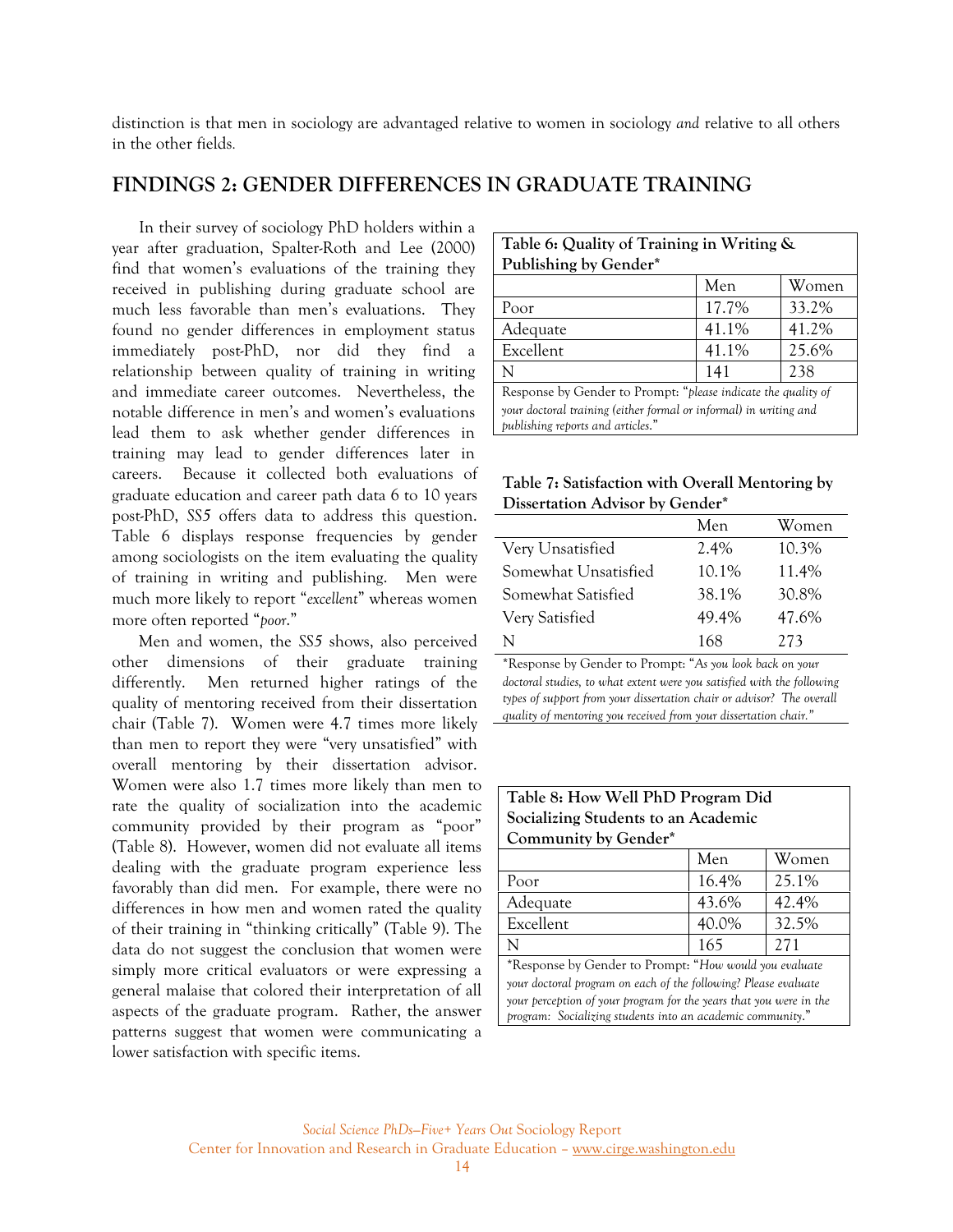distinction is that men in sociology are advantaged relative to women in sociology *and* relative to all others in the other fields.

## FINDINGS 2: GENDER DIFFERENCES IN GRADUATE TRAINING

In their survey of sociology PhD holders within a year after graduation, Spalter-Roth and Lee (2000) find that women's evaluations of the training they received in publishing during graduate school are much less favorable than men's evaluations. They found no gender differences in employment status immediately post-PhD, nor did they find a relationship between quality of training in writing and immediate career outcomes. Nevertheless, the notable difference in men's and women's evaluations lead them to ask whether gender differences in training may lead to gender differences later in careers. Because it collected both evaluations of graduate education and career path data 6 to 10 years post-PhD, *SS5* offers data to address this question. Table 6 displays response frequencies by gender among sociologists on the item evaluating the quality of training in writing and publishing. Men were much more likely to report "*excellent*" whereas women more often reported "*poor*."

**Table 6: Quality of Training in Writing & Publishing by Gender***

| | Men | Women |
|---|---|---|
| Poor | 17.7% | 33.2% |
| Adequate | 41.1% | 41.2% |
| Excellent | 41.1% | 25.6% |
| N | 141 | 238 |

Response by Gender to Prompt: "*please indicate the quality of your doctoral training (either formal or informal) in writing and publishing reports and articles.*"

Men and women, the *SS5* shows, also perceived other dimensions of their graduate training differently. Men returned higher ratings of the quality of mentoring received from their dissertation chair (Table 7). Women were 4.7 times more likely than men to report they were "very unsatisfied" with overall mentoring by their dissertation advisor. Women were also 1.7 times more likely than men to rate the quality of socialization into the academic community provided by their program as "poor" (Table 8). However, women did not evaluate all items dealing with the graduate program experience less favorably than did men. For example, there were no differences in how men and women rated the quality of their training in "thinking critically" (Table 9). The data do not suggest the conclusion that women were simply more critical evaluators or were expressing a general malaise that colored their interpretation of all aspects of the graduate program. Rather, the answer patterns suggest that women were communicating a lower satisfaction with specific items.

**Table 7: Satisfaction with Overall Mentoring by Dissertation Advisor by Gender***

| | Men | Women |
|---|---|---|
| Very Unsatisfied | 2.4% | 10.3% |
| Somewhat Unsatisfied | 10.1% | 11.4% |
| Somewhat Satisfied | 38.1% | 30.8% |
| Very Satisfied | 49.4% | 47.6% |
| N | 168 | 273 |

*Response by Gender to Prompt: "*As you look back on your doctoral studies, to what extent were you satisfied with the following types of support from your dissertation chair or advisor? The overall quality of mentoring you received from your dissertation chair.*"

**Table 8: How Well PhD Program Did Socializing Students to an Academic Community by Gender***

| | Men | Women |
|---|---|---|
| Poor | 16.4% | 25.1% |
| Adequate | 43.6% | 42.4% |
| Excellent | 40.0% | 32.5% |
| N | 165 | 271 |

*Response by Gender to Prompt: "*How would you evaluate your doctoral program on each of the following? Please evaluate your perception of your program for the years that you were in the program: Socializing students into an academic community.*"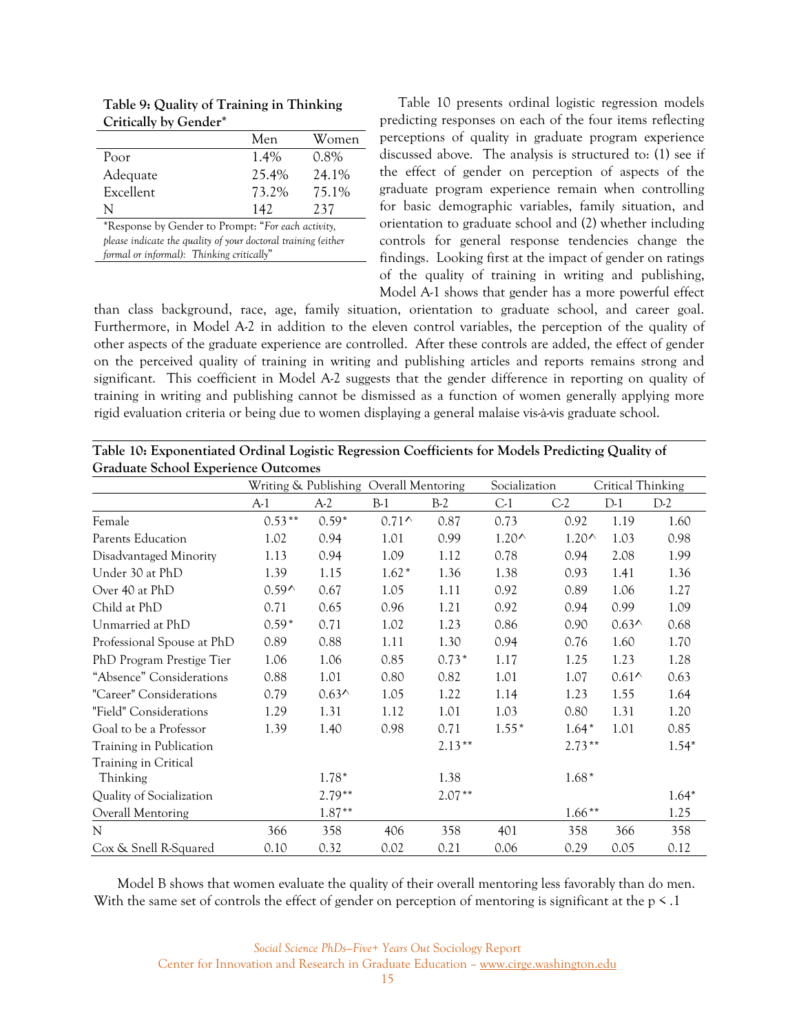**Table 9: Quality of Training in Thinking Critically by Gender***

| | Men | Women |
|---|---|---|
| Poor | 1.4% | 0.8% |
| Adequate | 25.4% | 24.1% |
| Excellent | 73.2% | 75.1% |
| N | 142 | 237 |

*Response by Gender to Prompt: "*For each activity, please indicate the quality of your doctoral training (either formal or informal): Thinking critically*"

Table 10 presents ordinal logistic regression models predicting responses on each of the four items reflecting perceptions of quality in graduate program experience discussed above. The analysis is structured to: (1) see if the effect of gender on perception of aspects of the graduate program experience remain when controlling for basic demographic variables, family situation, and orientation to graduate school and (2) whether including controls for general response tendencies change the findings. Looking first at the impact of gender on ratings of the quality of training in writing and publishing, Model A-1 shows that gender has a more powerful effect than class background, race, age, family situation, orientation to graduate school, and career goal. Furthermore, in Model A-2 in addition to the eleven control variables, the perception of the quality of other aspects of the graduate experience are controlled. After these controls are added, the effect of gender on the perceived quality of training in writing and publishing articles and reports remains strong and significant. This coefficient in Model A-2 suggests that the gender difference in reporting on quality of training in writing and publishing cannot be dismissed as a function of women generally applying more rigid evaluation criteria or being due to women displaying a general malaise vis-à-vis graduate school.

**Table 10: Exponentiated Ordinal Logistic Regression Coefficients for Models Predicting Quality of Graduate School Experience Outcomes**

| | Writing & Publishing | | Overall Mentoring | | Socialization | | Critical Thinking | |
|---|---|---|---|---|---|---|---|---|
| | A-1 | A-2 | B-1 | B-2 | C-1 | C-2 | D-1 | D-2 |
| Female | 0.53** | 0.59* | 0.71^ | 0.87 | 0.73 | 0.92 | 1.19 | 1.60 |
| Parents Education | 1.02 | 0.94 | 1.01 | 0.99 | 1.20^ | 1.20^ | 1.03 | 0.98 |
| Disadvantaged Minority | 1.13 | 0.94 | 1.09 | 1.12 | 0.78 | 0.94 | 2.08 | 1.99 |
| Under 30 at PhD | 1.39 | 1.15 | 1.62* | 1.36 | 1.38 | 0.93 | 1.41 | 1.36 |
| Over 40 at PhD | 0.59^ | 0.67 | 1.05 | 1.11 | 0.92 | 0.89 | 1.06 | 1.27 |
| Child at PhD | 0.71 | 0.65 | 0.96 | 1.21 | 0.92 | 0.94 | 0.99 | 1.09 |
| Unmarried at PhD | 0.59* | 0.71 | 1.02 | 1.23 | 0.86 | 0.90 | 0.63^ | 0.68 |
| Professional Spouse at PhD | 0.89 | 0.88 | 1.11 | 1.30 | 0.94 | 0.76 | 1.60 | 1.70 |
| PhD Program Prestige Tier | 1.06 | 1.06 | 0.85 | 0.73* | 1.17 | 1.25 | 1.23 | 1.28 |
| "Absence" Considerations | 0.88 | 1.01 | 0.80 | 0.82 | 1.01 | 1.07 | 0.61^ | 0.63 |
| "Career" Considerations | 0.79 | 0.63^ | 1.05 | 1.22 | 1.14 | 1.23 | 1.55 | 1.64 |
| "Field" Considerations | 1.29 | 1.31 | 1.12 | 1.01 | 1.03 | 0.80 | 1.31 | 1.20 |
| Goal to be a Professor | 1.39 | 1.40 | 0.98 | 0.71 | 1.55* | 1.64* | 1.01 | 0.85 |
| Training in Publication | | | | 2.13** | | 2.73** | | 1.54* |
| Training in Critical Thinking | | 1.78* | | 1.38 | | 1.68* | | |
| Quality of Socialization | | 2.79** | | 2.07** | | | | 1.64* |
| Overall Mentoring | | 1.87** | | | | 1.66** | | 1.25 |
| N | 366 | 358 | 406 | 358 | 401 | 358 | 366 | 358 |
| Cox & Snell R-Squared | 0.10 | 0.32 | 0.02 | 0.21 | 0.06 | 0.29 | 0.05 | 0.12 |

Model B shows that women evaluate the quality of their overall mentoring less favorably than do men. With the same set of controls the effect of gender on perception of mentoring is significant at the $p < .1$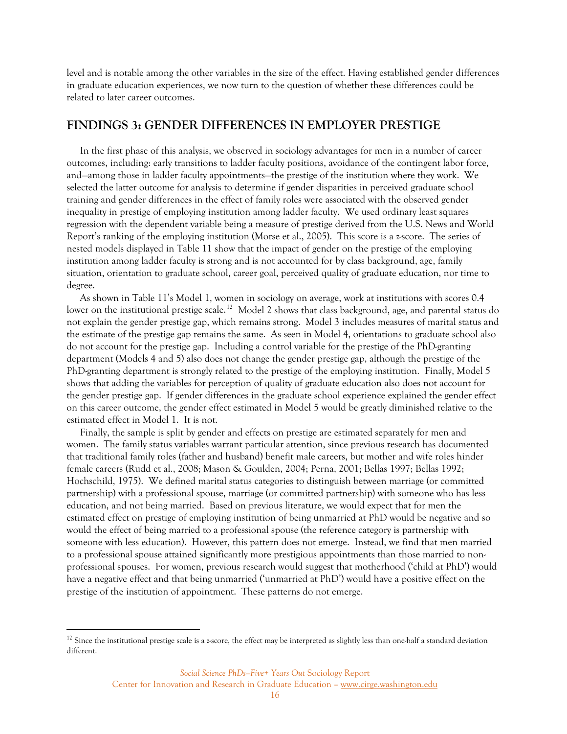level and is notable among the other variables in the size of the effect. Having established gender differences in graduate education experiences, we now turn to the question of whether these differences could be related to later career outcomes.

## FINDINGS 3: GENDER DIFFERENCES IN EMPLOYER PRESTIGE

In the first phase of this analysis, we observed in sociology advantages for men in a number of career outcomes, including: early transitions to ladder faculty positions, avoidance of the contingent labor force, and—among those in ladder faculty appointments—the prestige of the institution where they work. We selected the latter outcome for analysis to determine if gender disparities in perceived graduate school training and gender differences in the effect of family roles were associated with the observed gender inequality in prestige of employing institution among ladder faculty. We used ordinary least squares regression with the dependent variable being a measure of prestige derived from the U.S. News and World Report's ranking of the employing institution (Morse et al., 2005). This score is a *z*-score. The series of nested models displayed in Table 11 show that the impact of gender on the prestige of the employing institution among ladder faculty is strong and is not accounted for by class background, age, family situation, orientation to graduate school, career goal, perceived quality of graduate education, nor time to degree.

As shown in Table 11's Model 1, women in sociology on average, work at institutions with scores 0.4 lower on the institutional prestige scale.[12] Model 2 shows that class background, age, and parental status do not explain the gender prestige gap, which remains strong. Model 3 includes measures of marital status and the estimate of the prestige gap remains the same. As seen in Model 4, orientations to graduate school also do not account for the prestige gap. Including a control variable for the prestige of the PhD-granting department (Models 4 and 5) also does not change the gender prestige gap, although the prestige of the PhD-granting department is strongly related to the prestige of the employing institution. Finally, Model 5 shows that adding the variables for perception of quality of graduate education also does not account for the gender prestige gap. If gender differences in the graduate school experience explained the gender effect on this career outcome, the gender effect estimated in Model 5 would be greatly diminished relative to the estimated effect in Model 1. It is not.

Finally, the sample is split by gender and effects on prestige are estimated separately for men and women. The family status variables warrant particular attention, since previous research has documented that traditional family roles (father and husband) benefit male careers, but mother and wife roles hinder female careers (Rudd et al., 2008; Mason & Goulden, 2004; Perna, 2001; Bellas 1997; Bellas 1992; Hochschild, 1975). We defined marital status categories to distinguish between marriage (or committed partnership) with a professional spouse, marriage (or committed partnership) with someone who has less education, and not being married. Based on previous literature, we would expect that for men the estimated effect on prestige of employing institution of being unmarried at PhD would be negative and so would the effect of being married to a professional spouse (the reference category is partnership with someone with less education). However, this pattern does not emerge. Instead, we find that men married to a professional spouse attained significantly more prestigious appointments than those married to non-professional spouses. For women, previous research would suggest that motherhood ('child at PhD') would have a negative effect and that being unmarried ('unmarried at PhD') would have a positive effect on the prestige of the institution of appointment. These patterns do not emerge.

[12] Since the institutional prestige scale is a *z*-score, the effect may be interpreted as slightly less than one-half a standard deviation different.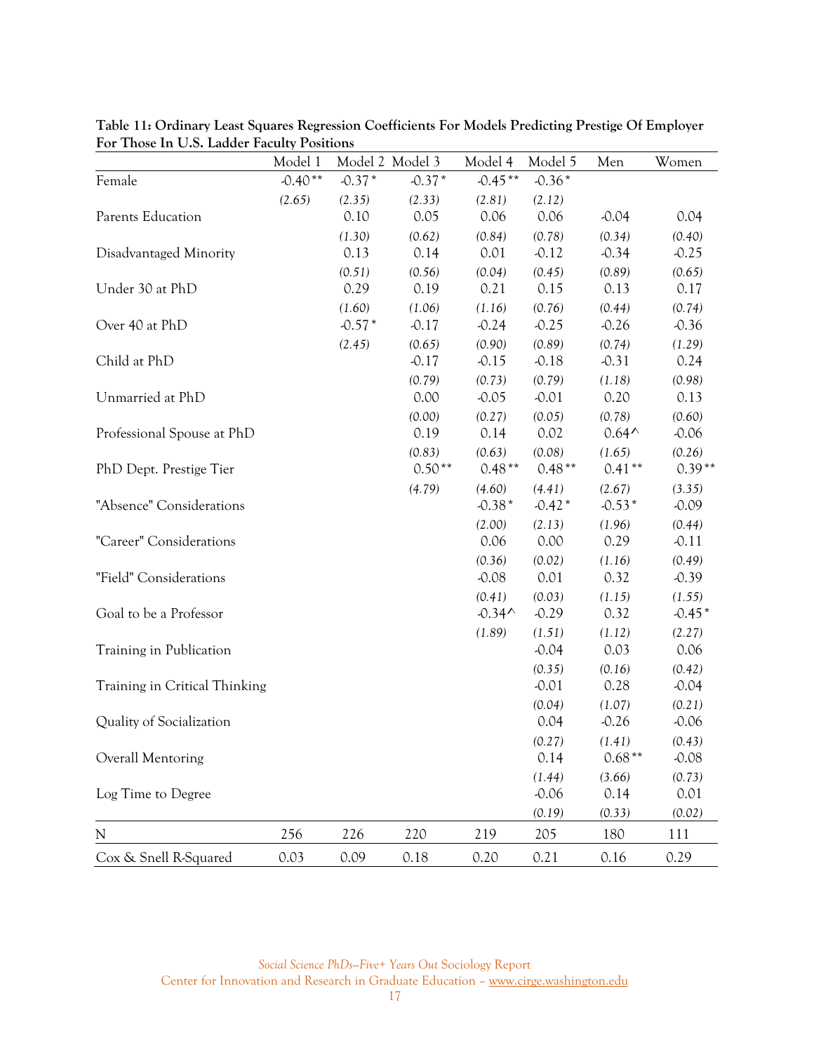**Table 11: Ordinary Least Squares Regression Coefficients For Models Predicting Prestige Of Employer For Those In U.S. Ladder Faculty Positions**

| | Model 1 | Model 2 | Model 3 | Model 4 | Model 5 | Men | Women |
|---|---|---|---|---|---|---|---|
| Female | -0.40** | -0.37* | -0.37* | -0.45** | -0.36* | | |
| | *(2.65)* | *(2.35)* | *(2.33)* | *(2.81)* | *(2.12)* | | |
| Parents Education | | 0.10 | 0.05 | 0.06 | 0.06 | -0.04 | 0.04 |
| | | *(1.30)* | *(0.62)* | *(0.84)* | *(0.78)* | *(0.34)* | *(0.40)* |
| Disadvantaged Minority | | 0.13 | 0.14 | 0.01 | -0.12 | -0.34 | -0.25 |
| | | *(0.51)* | *(0.56)* | *(0.04)* | *(0.45)* | *(0.89)* | *(0.65)* |
| Under 30 at PhD | | 0.29 | 0.19 | 0.21 | 0.15 | 0.13 | 0.17 |
| | | *(1.60)* | *(1.06)* | *(1.16)* | *(0.76)* | *(0.44)* | *(0.74)* |
| Over 40 at PhD | | -0.57* | -0.17 | -0.24 | -0.25 | -0.26 | -0.36 |
| | | *(2.45)* | *(0.65)* | *(0.90)* | *(0.89)* | *(0.74)* | *(1.29)* |
| Child at PhD | | | -0.17 | -0.15 | -0.18 | -0.31 | 0.24 |
| | | | *(0.79)* | *(0.73)* | *(0.79)* | *(1.18)* | *(0.98)* |
| Unmarried at PhD | | | 0.00 | -0.05 | -0.01 | 0.20 | 0.13 |
| | | | *(0.00)* | *(0.27)* | *(0.05)* | *(0.78)* | *(0.60)* |
| Professional Spouse at PhD | | | 0.19 | 0.14 | 0.02 | 0.64^ | -0.06 |
| | | | *(0.83)* | *(0.63)* | *(0.08)* | *(1.65)* | *(0.26)* |
| PhD Dept. Prestige Tier | | | 0.50** | 0.48** | 0.48** | 0.41** | 0.39** |
| | | | *(4.79)* | *(4.60)* | *(4.41)* | *(2.67)* | *(3.35)* |
| "Absence" Considerations | | | | -0.38* | -0.42* | -0.53* | -0.09 |
| | | | | *(2.00)* | *(2.13)* | *(1.96)* | *(0.44)* |
| "Career" Considerations | | | | 0.06 | 0.00 | 0.29 | -0.11 |
| | | | | *(0.36)* | *(0.02)* | *(1.16)* | *(0.49)* |
| "Field" Considerations | | | | -0.08 | 0.01 | 0.32 | -0.39 |
| | | | | *(0.41)* | *(0.03)* | *(1.15)* | *(1.55)* |
| Goal to be a Professor | | | | -0.34^ | -0.29 | 0.32 | -0.45* |
| | | | | *(1.89)* | *(1.51)* | *(1.12)* | *(2.27)* |
| Training in Publication | | | | | -0.04 | 0.03 | 0.06 |
| | | | | | *(0.35)* | *(0.16)* | *(0.42)* |
| Training in Critical Thinking | | | | | -0.01 | 0.28 | -0.04 |
| | | | | | *(0.04)* | *(1.07)* | *(0.21)* |
| Quality of Socialization | | | | | 0.04 | -0.26 | -0.06 |
| | | | | | *(0.27)* | *(1.41)* | *(0.43)* |
| Overall Mentoring | | | | | 0.14 | 0.68** | -0.08 |
| | | | | | *(1.44)* | *(3.66)* | *(0.73)* |
| Log Time to Degree | | | | | -0.06 | 0.14 | 0.01 |
| | | | | | *(0.19)* | *(0.33)* | *(0.02)* |
| N | 256 | 226 | 220 | 219 | 205 | 180 | 111 |
| Cox & Snell R-Squared | 0.03 | 0.09 | 0.18 | 0.20 | 0.21 | 0.16 | 0.29 |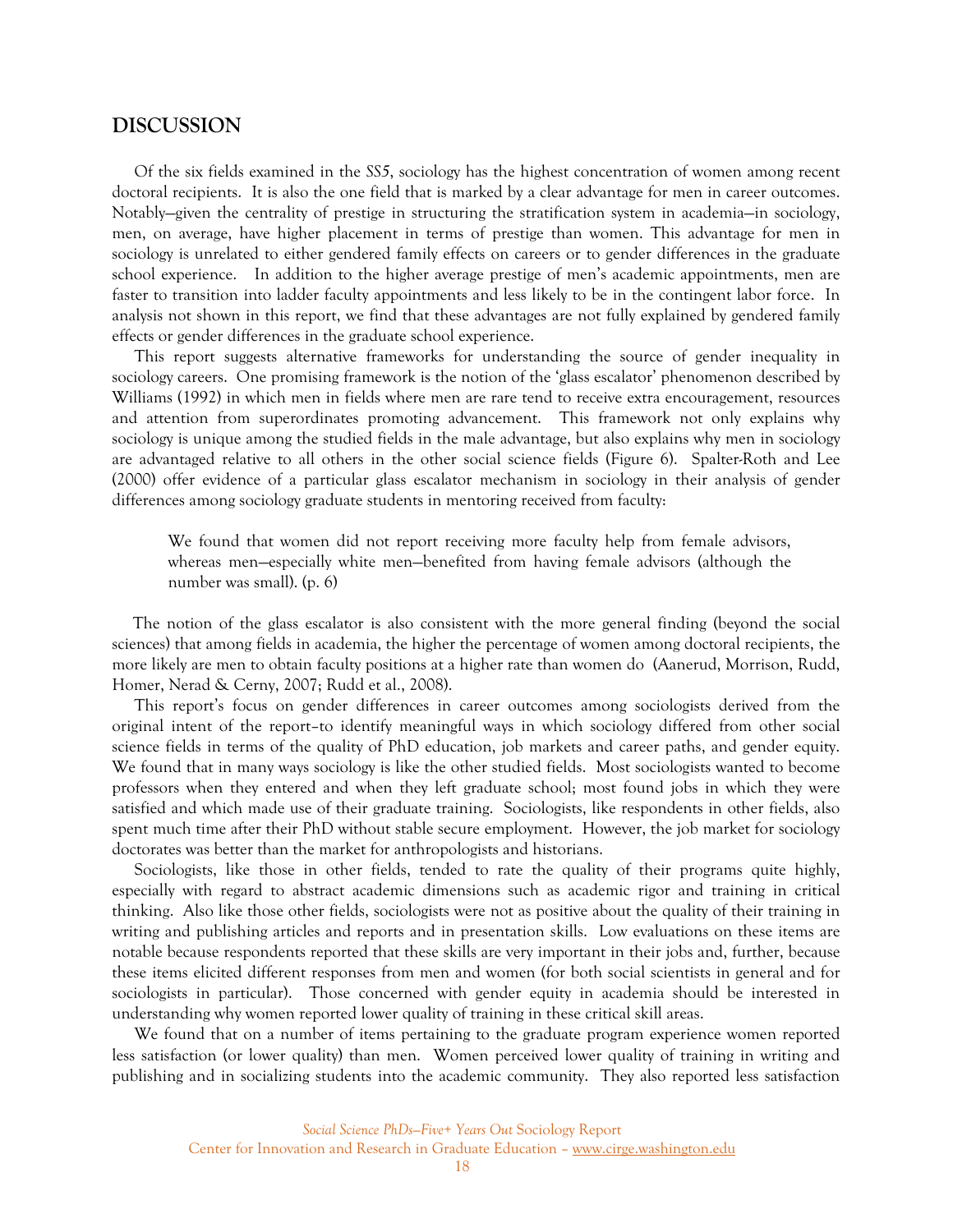## DISCUSSION

Of the six fields examined in the *SS5*, sociology has the highest concentration of women among recent doctoral recipients. It is also the one field that is marked by a clear advantage for men in career outcomes. Notably—given the centrality of prestige in structuring the stratification system in academia—in sociology, men, on average, have higher placement in terms of prestige than women. This advantage for men in sociology is unrelated to either gendered family effects on careers or to gender differences in the graduate school experience. In addition to the higher average prestige of men's academic appointments, men are faster to transition into ladder faculty appointments and less likely to be in the contingent labor force. In analysis not shown in this report, we find that these advantages are not fully explained by gendered family effects or gender differences in the graduate school experience.

This report suggests alternative frameworks for understanding the source of gender inequality in sociology careers. One promising framework is the notion of the 'glass escalator' phenomenon described by Williams (1992) in which men in fields where men are rare tend to receive extra encouragement, resources and attention from superordinates promoting advancement. This framework not only explains why sociology is unique among the studied fields in the male advantage, but also explains why men in sociology are advantaged relative to all others in the other social science fields (Figure 6). Spalter-Roth and Lee (2000) offer evidence of a particular glass escalator mechanism in sociology in their analysis of gender differences among sociology graduate students in mentoring received from faculty:

> We found that women did not report receiving more faculty help from female advisors, whereas men—especially white men—benefited from having female advisors (although the number was small). (p. 6)

The notion of the glass escalator is also consistent with the more general finding (beyond the social sciences) that among fields in academia, the higher the percentage of women among doctoral recipients, the more likely are men to obtain faculty positions at a higher rate than women do (Aanerud, Morrison, Rudd, Homer, Nerad & Cerny, 2007; Rudd et al., 2008).

This report's focus on gender differences in career outcomes among sociologists derived from the original intent of the report–to identify meaningful ways in which sociology differed from other social science fields in terms of the quality of PhD education, job markets and career paths, and gender equity. We found that in many ways sociology is like the other studied fields. Most sociologists wanted to become professors when they entered and when they left graduate school; most found jobs in which they were satisfied and which made use of their graduate training. Sociologists, like respondents in other fields, also spent much time after their PhD without stable secure employment. However, the job market for sociology doctorates was better than the market for anthropologists and historians.

Sociologists, like those in other fields, tended to rate the quality of their programs quite highly, especially with regard to abstract academic dimensions such as academic rigor and training in critical thinking. Also like those other fields, sociologists were not as positive about the quality of their training in writing and publishing articles and reports and in presentation skills. Low evaluations on these items are notable because respondents reported that these skills are very important in their jobs and, further, because these items elicited different responses from men and women (for both social scientists in general and for sociologists in particular). Those concerned with gender equity in academia should be interested in understanding why women reported lower quality of training in these critical skill areas.

We found that on a number of items pertaining to the graduate program experience women reported less satisfaction (or lower quality) than men. Women perceived lower quality of training in writing and publishing and in socializing students into the academic community. They also reported less satisfaction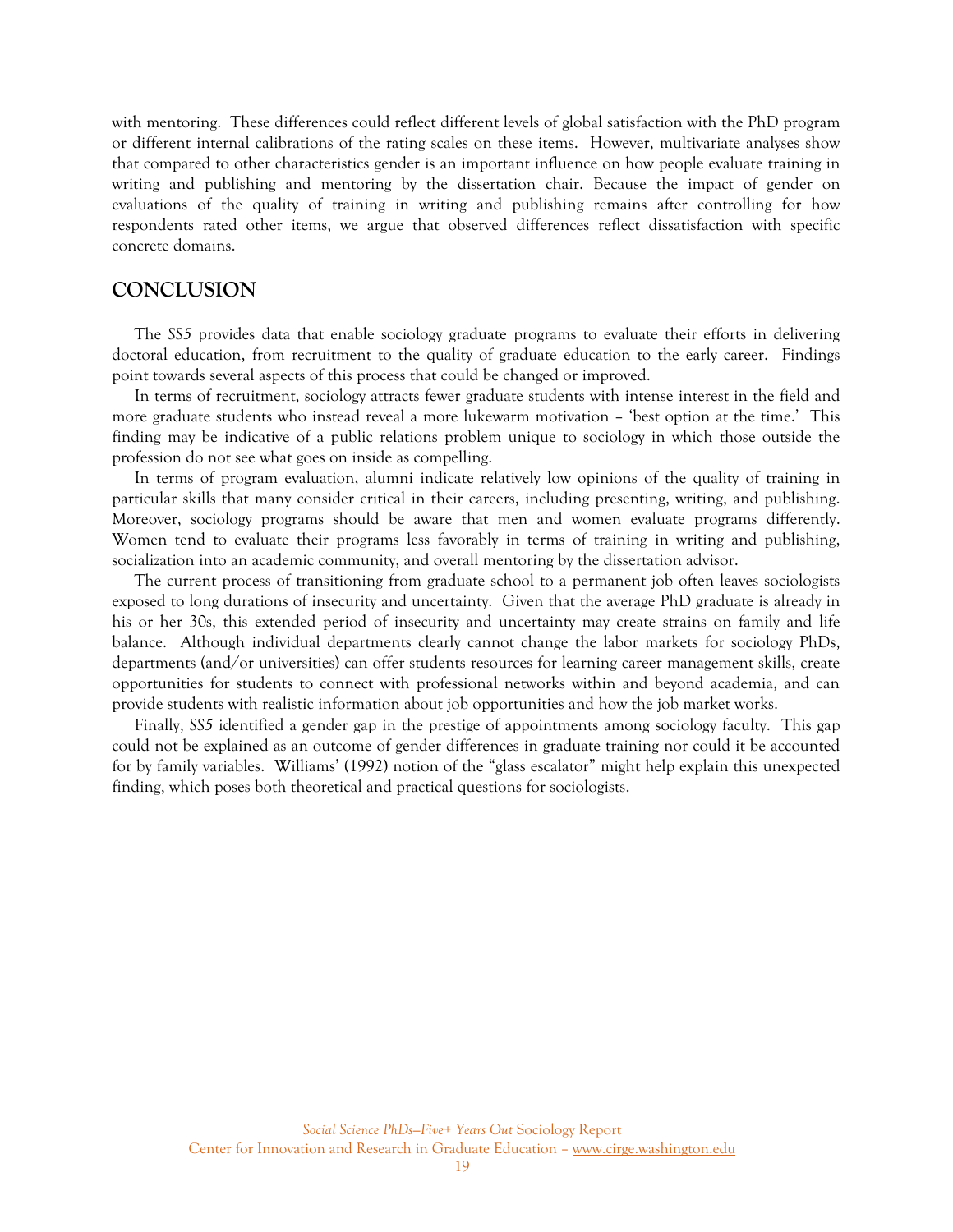with mentoring. These differences could reflect different levels of global satisfaction with the PhD program or different internal calibrations of the rating scales on these items. However, multivariate analyses show that compared to other characteristics gender is an important influence on how people evaluate training in writing and publishing and mentoring by the dissertation chair. Because the impact of gender on evaluations of the quality of training in writing and publishing remains after controlling for how respondents rated other items, we argue that observed differences reflect dissatisfaction with specific concrete domains.

## CONCLUSION

The *SS5* provides data that enable sociology graduate programs to evaluate their efforts in delivering doctoral education, from recruitment to the quality of graduate education to the early career. Findings point towards several aspects of this process that could be changed or improved.

In terms of recruitment, sociology attracts fewer graduate students with intense interest in the field and more graduate students who instead reveal a more lukewarm motivation – 'best option at the time.' This finding may be indicative of a public relations problem unique to sociology in which those outside the profession do not see what goes on inside as compelling.

In terms of program evaluation, alumni indicate relatively low opinions of the quality of training in particular skills that many consider critical in their careers, including presenting, writing, and publishing. Moreover, sociology programs should be aware that men and women evaluate programs differently. Women tend to evaluate their programs less favorably in terms of training in writing and publishing, socialization into an academic community, and overall mentoring by the dissertation advisor.

The current process of transitioning from graduate school to a permanent job often leaves sociologists exposed to long durations of insecurity and uncertainty. Given that the average PhD graduate is already in his or her 30s, this extended period of insecurity and uncertainty may create strains on family and life balance. Although individual departments clearly cannot change the labor markets for sociology PhDs, departments (and/or universities) can offer students resources for learning career management skills, create opportunities for students to connect with professional networks within and beyond academia, and can provide students with realistic information about job opportunities and how the job market works.

Finally, *SS5* identified a gender gap in the prestige of appointments among sociology faculty. This gap could not be explained as an outcome of gender differences in graduate training nor could it be accounted for by family variables. Williams' (1992) notion of the "glass escalator" might help explain this unexpected finding, which poses both theoretical and practical questions for sociologists.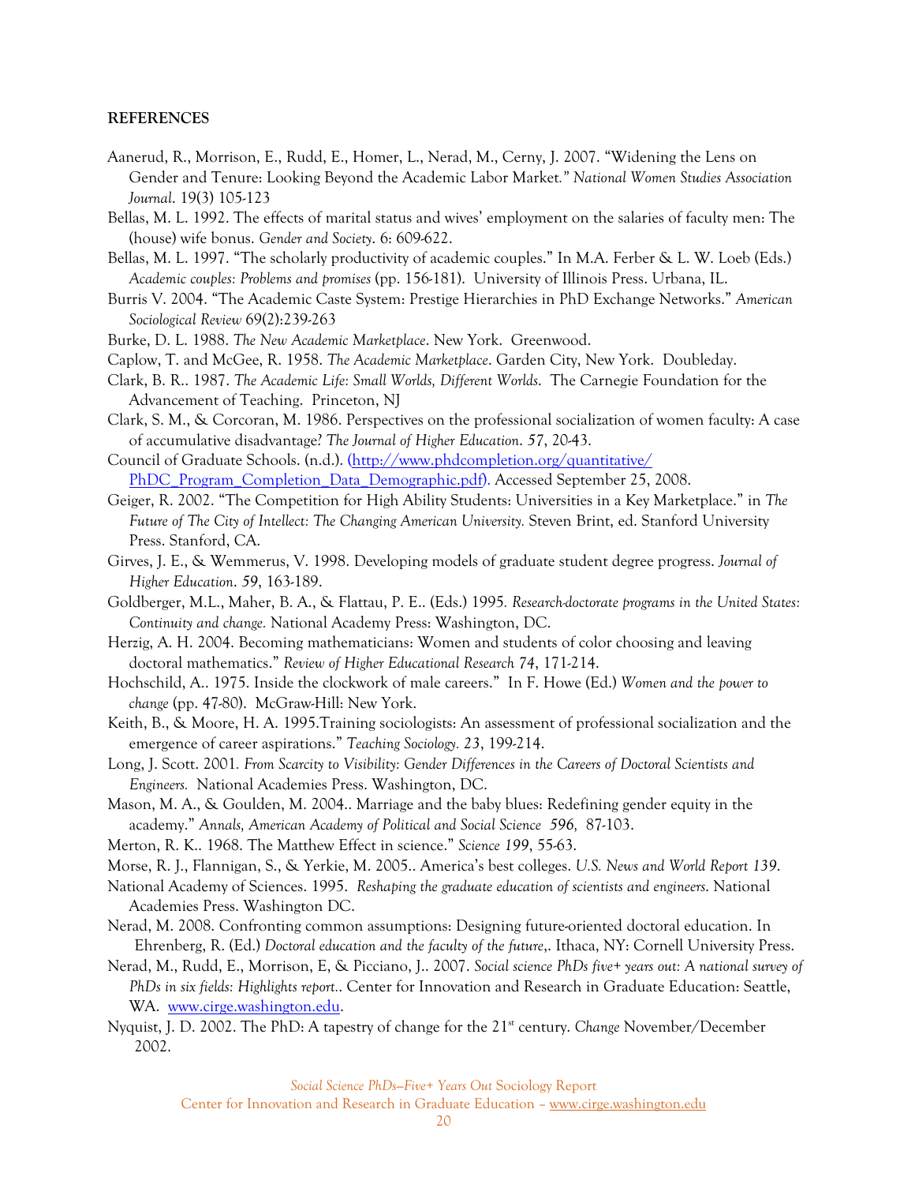**REFERENCES**

Aanerud, R., Morrison, E., Rudd, E., Homer, L., Nerad, M., Cerny, J. 2007. "Widening the Lens on Gender and Tenure: Looking Beyond the Academic Labor Market*." National Women Studies Association Journal*. 19(3) 105-123

Bellas, M. L. 1992. The effects of marital status and wives' employment on the salaries of faculty men: The (house) wife bonus. *Gender and Society*. 6: 609-622.

Bellas, M. L. 1997. "The scholarly productivity of academic couples." In M.A. Ferber & L. W. Loeb (Eds.) *Academic couples: Problems and promises* (pp. 156-181). University of Illinois Press. Urbana, IL.

Burris V. 2004. "The Academic Caste System: Prestige Hierarchies in PhD Exchange Networks." *American Sociological Review* 69(2):239-263

Burke, D. L. 1988. *The New Academic Marketplace*. New York. Greenwood.

Caplow, T. and McGee, R. 1958. *The Academic Marketplace*. Garden City, New York. Doubleday.

Clark, B. R.. 1987. *The Academic Life: Small Worlds, Different Worlds.* The Carnegie Foundation for the Advancement of Teaching. Princeton, NJ

Clark, S. M., & Corcoran, M. 1986. Perspectives on the professional socialization of women faculty: A case of accumulative disadvantage? *The Journal of Higher Education*. *57*, 20-43.

Council of Graduate Schools. (n.d.). (http://www.phdcompletion.org/quantitative/PhDC_Program_Completion_Data_Demographic.pdf). Accessed September 25, 2008.

Geiger, R. 2002. "The Competition for High Ability Students: Universities in a Key Marketplace." in *The Future of The City of Intellect: The Changing American University.* Steven Brint, ed. Stanford University Press. Stanford, CA.

Girves, J. E., & Wemmerus, V. 1998. Developing models of graduate student degree progress. *Journal of Higher Education*. *59*, 163-189.

Goldberger, M.L., Maher, B. A., & Flattau, P. E.. (Eds.) 1995*. Research-doctorate programs in the United States: Continuity and change.* National Academy Press: Washington, DC.

Herzig, A. H. 2004. Becoming mathematicians: Women and students of color choosing and leaving doctoral mathematics." *Review of Higher Educational Research 74*, 171-214.

Hochschild, A.. 1975. Inside the clockwork of male careers." In F. Howe (Ed.) *Women and the power to change* (pp. 47-80). McGraw-Hill: New York.

Keith, B., & Moore, H. A. 1995.Training sociologists: An assessment of professional socialization and the emergence of career aspirations." *Teaching Sociology. 23*, 199-214.

Long, J. Scott. 2001*. From Scarcity to Visibility: Gender Differences in the Careers of Doctoral Scientists and Engineers.* National Academies Press. Washington, DC.

Mason, M. A., & Goulden, M. 2004.. Marriage and the baby blues: Redefining gender equity in the academy." *Annals, American Academy of Political and Social Science 596,* 87-103.

Merton, R. K.. 1968. The Matthew Effect in science." *Science 199*, 55-63.

Morse, R. J., Flannigan, S., & Yerkie, M. 2005.. America's best colleges. *U.S. News and World Report 139*.

National Academy of Sciences. 1995. *Reshaping the graduate education of scientists and engineers*. National Academies Press. Washington DC.

Nerad, M. 2008. Confronting common assumptions: Designing future-oriented doctoral education. In Ehrenberg, R. (Ed.) *Doctoral education and the faculty of the future*,. Ithaca, NY: Cornell University Press.

Nerad, M., Rudd, E., Morrison, E, & Picciano, J.. 2007. *Social science PhDs five+ years out: A national survey of PhDs in six fields: Highlights report..* Center for Innovation and Research in Graduate Education: Seattle, WA. www.cirge.washington.edu.

Nyquist, J. D. 2002. The PhD: A tapestry of change for the 21st century. *Change* November/December 2002.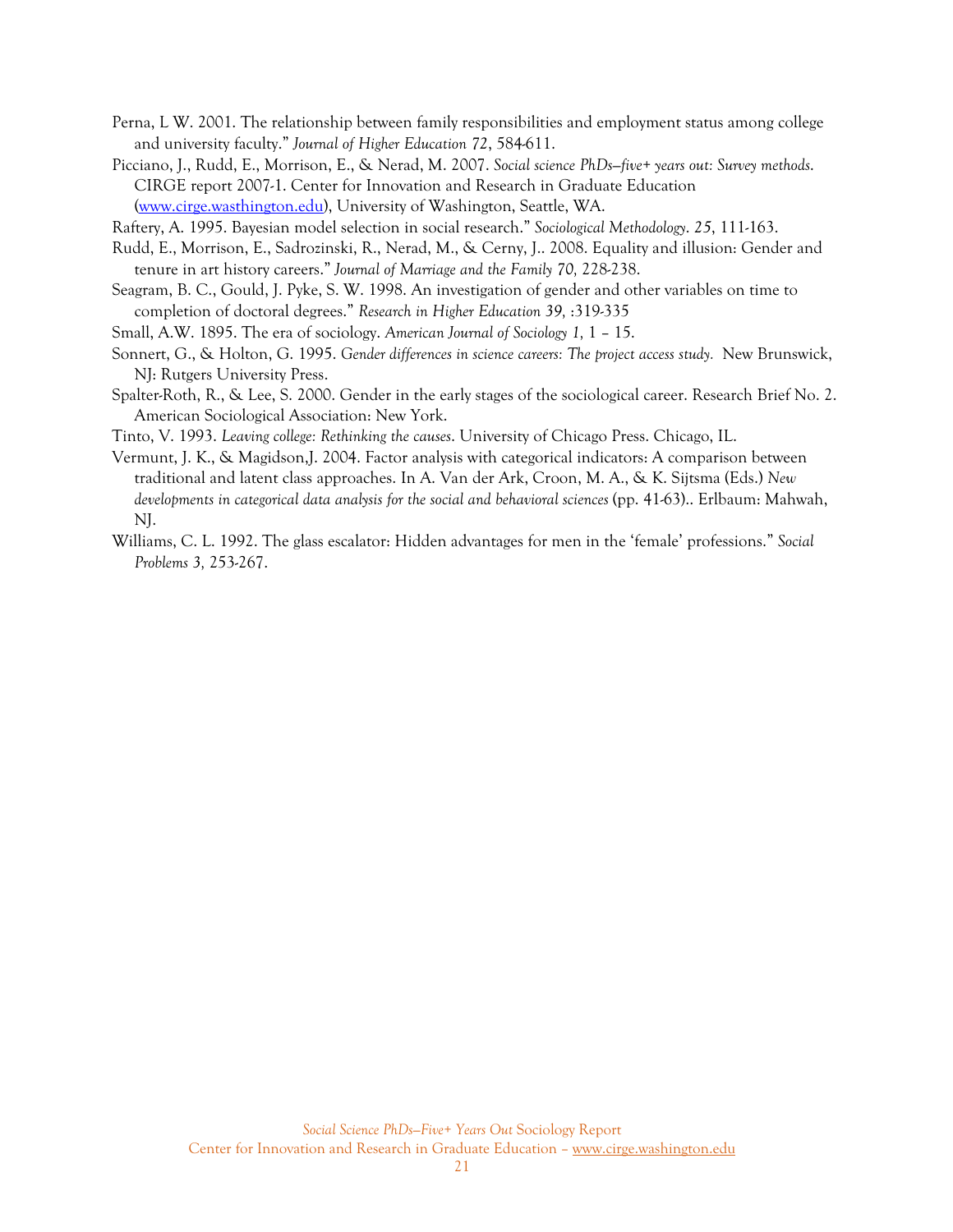Perna, L W. 2001. The relationship between family responsibilities and employment status among college and university faculty." *Journal of Higher Education 72*, 584-611.

Picciano, J., Rudd, E., Morrison, E., & Nerad, M. 2007. *Social science PhDs—five+ years out: Survey methods.* CIRGE report 2007-1. Center for Innovation and Research in Graduate Education (www.cirge.wasthington.edu), University of Washington, Seattle, WA.

Raftery, A. 1995. Bayesian model selection in social research." *Sociological Methodology*. *25*, 111-163.

Rudd, E., Morrison, E., Sadrozinski, R., Nerad, M., & Cerny, J.. 2008. Equality and illusion: Gender and tenure in art history careers." *Journal of Marriage and the Family 70,* 228-238.

Seagram, B. C., Gould, J. Pyke, S. W. 1998. An investigation of gender and other variables on time to completion of doctoral degrees." *Research in Higher Education 39,* :319-335

Small, A.W. 1895. The era of sociology. *American Journal of Sociology 1,* 1 – 15.

Sonnert, G., & Holton, G. 1995. *Gender differences in science careers: The project access study.* New Brunswick, NJ: Rutgers University Press.

Spalter-Roth, R., & Lee, S. 2000. Gender in the early stages of the sociological career. Research Brief No. 2. American Sociological Association: New York.

Tinto, V. 1993. *Leaving college: Rethinking the causes*. University of Chicago Press. Chicago, IL.

Vermunt, J. K., & Magidson,J. 2004. Factor analysis with categorical indicators: A comparison between traditional and latent class approaches. In A. Van der Ark, Croon, M. A., & K. Sijtsma (Eds.) *New developments in categorical data analysis for the social and behavioral sciences* (pp. 41-63).. Erlbaum: Mahwah, NJ.

Williams, C. L. 1992. The glass escalator: Hidden advantages for men in the 'female' professions." *Social Problems 3,* 253-267.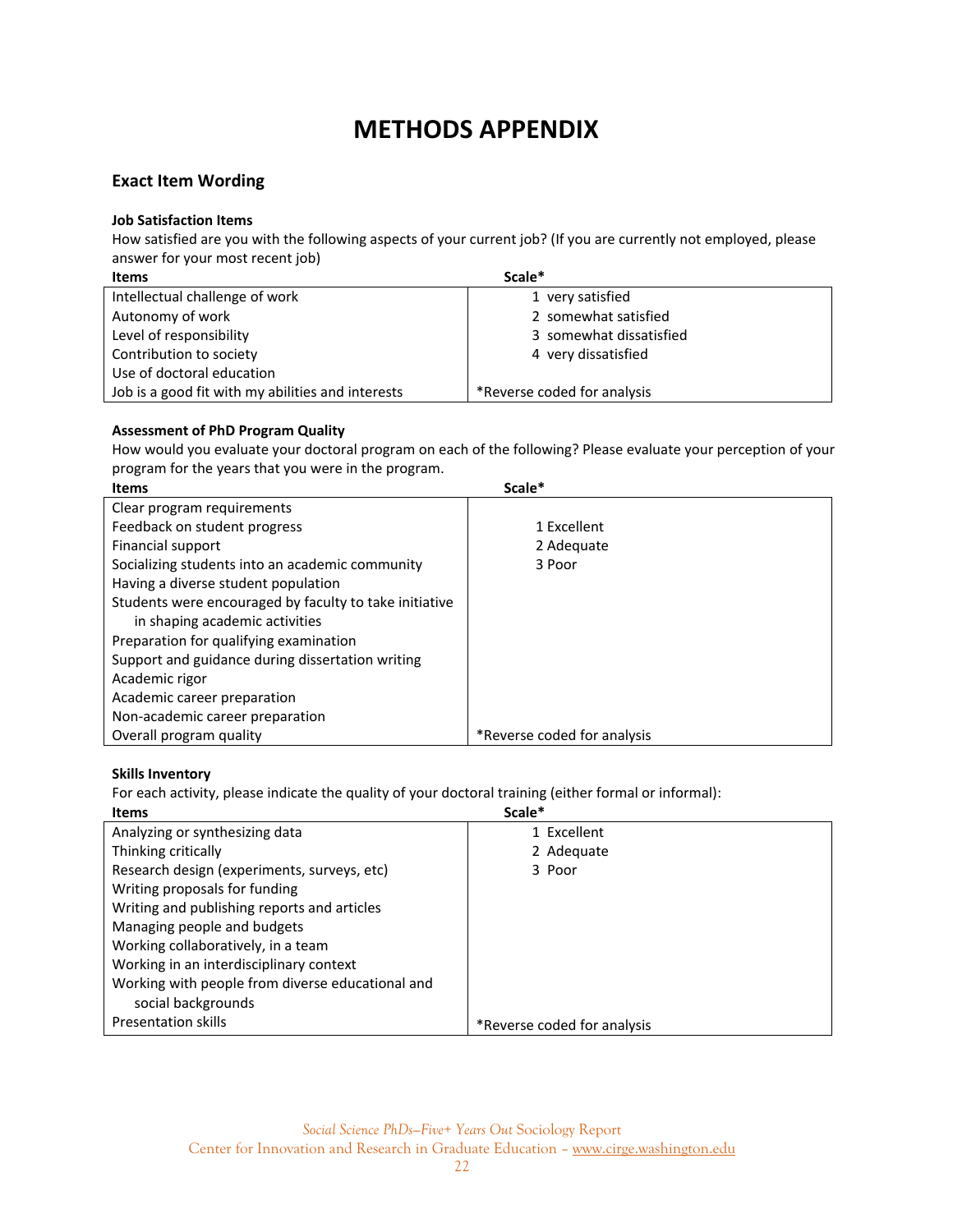# METHODS APPENDIX

## Exact Item Wording

**Job Satisfaction Items**

How satisfied are you with the following aspects of your current job? (If you are currently not employed, please answer for your most recent job)

| Items | Scale* |
|---|---|
| Intellectual challenge of work | 1 very satisfied |
| Autonomy of work | 2 somewhat satisfied |
| Level of responsibility | 3 somewhat dissatisfied |
| Contribution to society | 4 very dissatisfied |
| Use of doctoral education | |
| Job is a good fit with my abilities and interests | *Reverse coded for analysis |

**Assessment of PhD Program Quality**

How would you evaluate your doctoral program on each of the following? Please evaluate your perception of your program for the years that you were in the program.

| Items | Scale* |
|---|---|
| Clear program requirements | |
| Feedback on student progress | 1 Excellent |
| Financial support | 2 Adequate |
| Socializing students into an academic community | 3 Poor |
| Having a diverse student population | |
| Students were encouraged by faculty to take initiative in shaping academic activities | |
| Preparation for qualifying examination | |
| Support and guidance during dissertation writing | |
| Academic rigor | |
| Academic career preparation | |
| Non-academic career preparation | |
| Overall program quality | *Reverse coded for analysis |

**Skills Inventory**

For each activity, please indicate the quality of your doctoral training (either formal or informal):

| Items | Scale* |
|---|---|
| Analyzing or synthesizing data | 1 Excellent |
| Thinking critically | 2 Adequate |
| Research design (experiments, surveys, etc) | 3 Poor |
| Writing proposals for funding | |
| Writing and publishing reports and articles | |
| Managing people and budgets | |
| Working collaboratively, in a team | |
| Working in an interdisciplinary context | |
| Working with people from diverse educational and social backgrounds | |
| Presentation skills | *Reverse coded for analysis |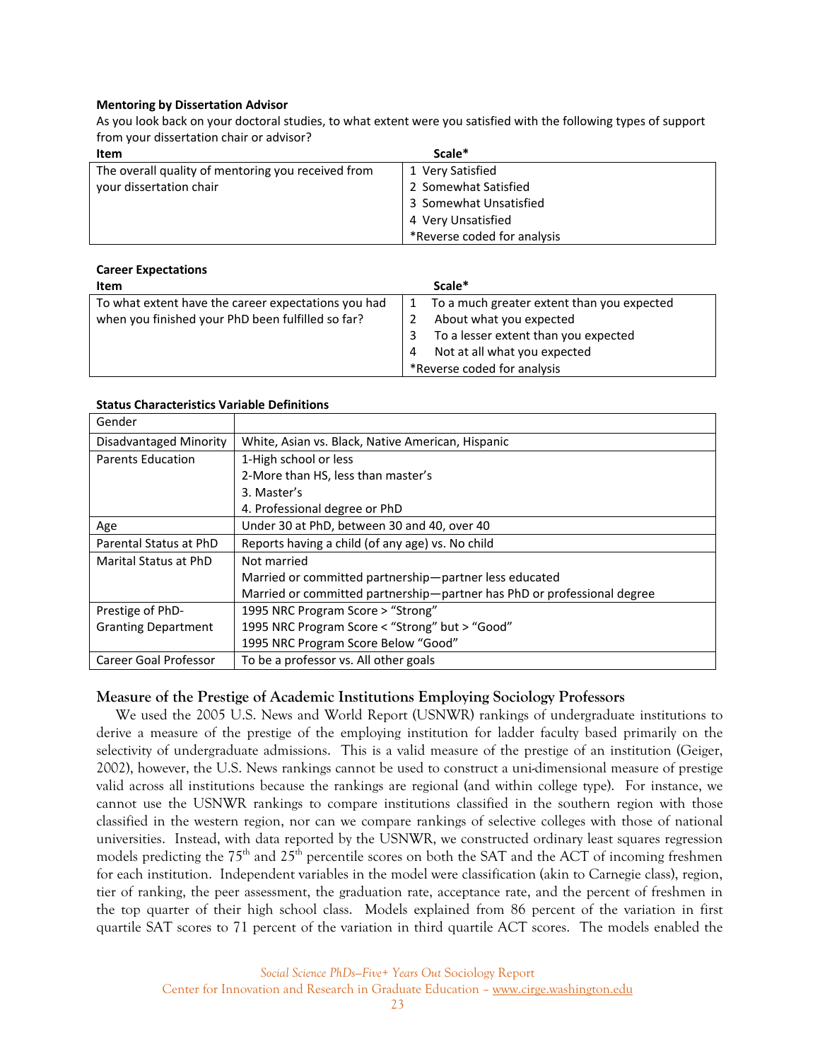**Mentoring by Dissertation Advisor**

As you look back on your doctoral studies, to what extent were you satisfied with the following types of support from your dissertation chair or advisor?

| Item | Scale* |
|---|---|
| The overall quality of mentoring you received from your dissertation chair | 1 Very Satisfied<br>2 Somewhat Satisfied<br>3 Somewhat Unsatisfied<br>4 Very Unsatisfied<br>*Reverse coded for analysis |

**Career Expectations**

| Item | Scale* |
|---|---|
| To what extent have the career expectations you had when you finished your PhD been fulfilled so far? | 1 To a much greater extent than you expected<br>2 About what you expected<br>3 To a lesser extent than you expected<br>4 Not at all what you expected<br>*Reverse coded for analysis |

**Status Characteristics Variable Definitions**

| | |
|---|---|
| Gender | |
| Disadvantaged Minority | White, Asian vs. Black, Native American, Hispanic |
| Parents Education | 1-High school or less<br>2-More than HS, less than master's<br>3. Master's<br>4. Professional degree or PhD |
| Age | Under 30 at PhD, between 30 and 40, over 40 |
| Parental Status at PhD | Reports having a child (of any age) vs. No child |
| Marital Status at PhD | Not married<br>Married or committed partnership—partner less educated<br>Married or committed partnership—partner has PhD or professional degree |
| Prestige of PhD-Granting Department | 1995 NRC Program Score > "Strong"<br>1995 NRC Program Score < "Strong" but > "Good"<br>1995 NRC Program Score Below "Good" |
| Career Goal Professor | To be a professor vs. All other goals |

### Measure of the Prestige of Academic Institutions Employing Sociology Professors

We used the 2005 U.S. News and World Report (USNWR) rankings of undergraduate institutions to derive a measure of the prestige of the employing institution for ladder faculty based primarily on the selectivity of undergraduate admissions. This is a valid measure of the prestige of an institution (Geiger, 2002), however, the U.S. News rankings cannot be used to construct a uni-dimensional measure of prestige valid across all institutions because the rankings are regional (and within college type). For instance, we cannot use the USNWR rankings to compare institutions classified in the southern region with those classified in the western region, nor can we compare rankings of selective colleges with those of national universities. Instead, with data reported by the USNWR, we constructed ordinary least squares regression models predicting the 75th and 25th percentile scores on both the SAT and the ACT of incoming freshmen for each institution. Independent variables in the model were classification (akin to Carnegie class), region, tier of ranking, the peer assessment, the graduation rate, acceptance rate, and the percent of freshmen in the top quarter of their high school class. Models explained from 86 percent of the variation in first quartile SAT scores to 71 percent of the variation in third quartile ACT scores. The models enabled the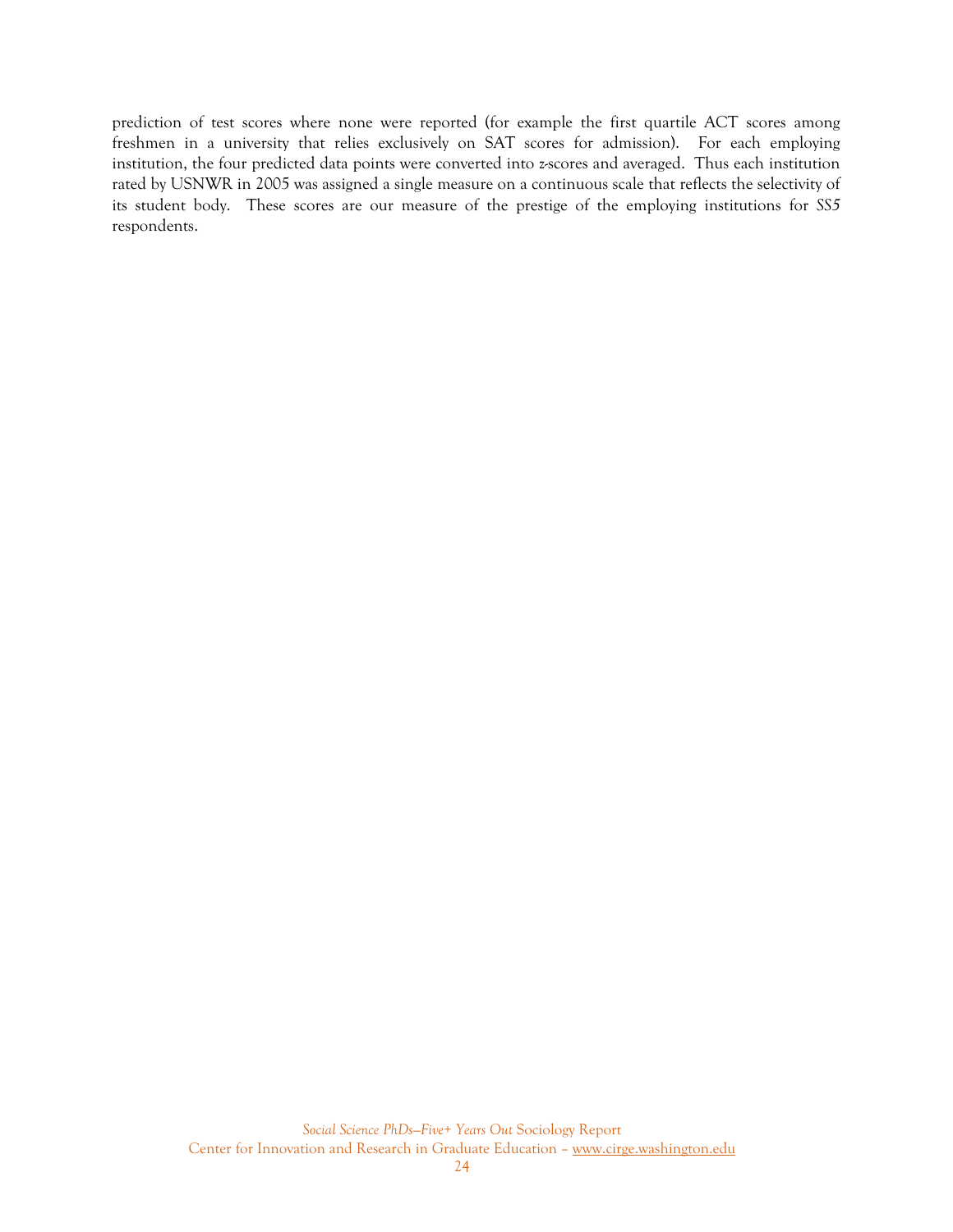prediction of test scores where none were reported (for example the first quartile ACT scores among freshmen in a university that relies exclusively on SAT scores for admission). For each employing institution, the four predicted data points were converted into *z*-scores and averaged. Thus each institution rated by USNWR in 2005 was assigned a single measure on a continuous scale that reflects the selectivity of its student body. These scores are our measure of the prestige of the employing institutions for *SS5* respondents.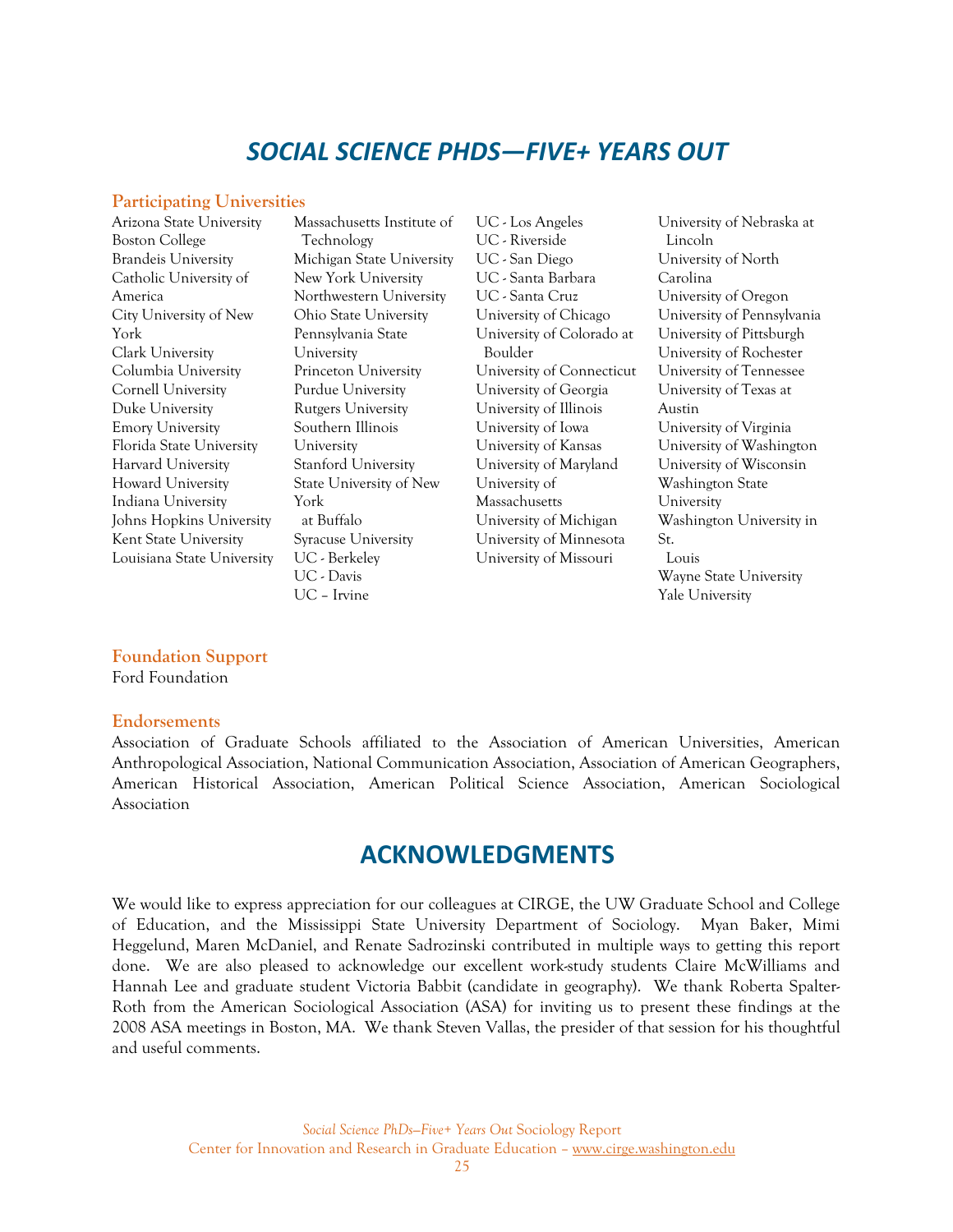# SOCIAL SCIENCE PHDS—FIVE+ YEARS OUT

### Participating Universities

Arizona State University
Boston College
Brandeis University
Catholic University of America
City University of New York
Clark University
Columbia University
Cornell University
Duke University
Emory University
Florida State University
Harvard University
Howard University
Indiana University
Johns Hopkins University
Kent State University
Louisiana State University
Massachusetts Institute of Technology
Michigan State University
New York University
Northwestern University
Ohio State University
Pennsylvania State University
Princeton University
Purdue University
Rutgers University
Southern Illinois University
Stanford University
State University of New York at Buffalo
Syracuse University
UC - Berkeley
UC - Davis
UC – Irvine
UC - Los Angeles
UC - Riverside
UC - San Diego
UC - Santa Barbara
UC - Santa Cruz
University of Chicago
University of Colorado at Boulder
University of Connecticut
University of Georgia
University of Illinois
University of Iowa
University of Kansas
University of Maryland
University of Massachusetts
University of Michigan
University of Minnesota
University of Missouri
University of Nebraska at Lincoln
University of North Carolina
University of Oregon
University of Pennsylvania
University of Pittsburgh
University of Rochester
University of Tennessee
University of Texas at Austin
University of Virginia
University of Washington
University of Wisconsin
Washington State University
Washington University in St. Louis
Wayne State University
Yale University

### Foundation Support

Ford Foundation

### Endorsements

Association of Graduate Schools affiliated to the Association of American Universities, American Anthropological Association, National Communication Association, Association of American Geographers, American Historical Association, American Political Science Association, American Sociological Association

# ACKNOWLEDGMENTS

We would like to express appreciation for our colleagues at CIRGE, the UW Graduate School and College of Education, and the Mississippi State University Department of Sociology. Myan Baker, Mimi Heggelund, Maren McDaniel, and Renate Sadrozinski contributed in multiple ways to getting this report done. We are also pleased to acknowledge our excellent work-study students Claire McWilliams and Hannah Lee and graduate student Victoria Babbit (candidate in geography). We thank Roberta Spalter-Roth from the American Sociological Association (ASA) for inviting us to present these findings at the 2008 ASA meetings in Boston, MA. We thank Steven Vallas, the presider of that session for his thoughtful and useful comments.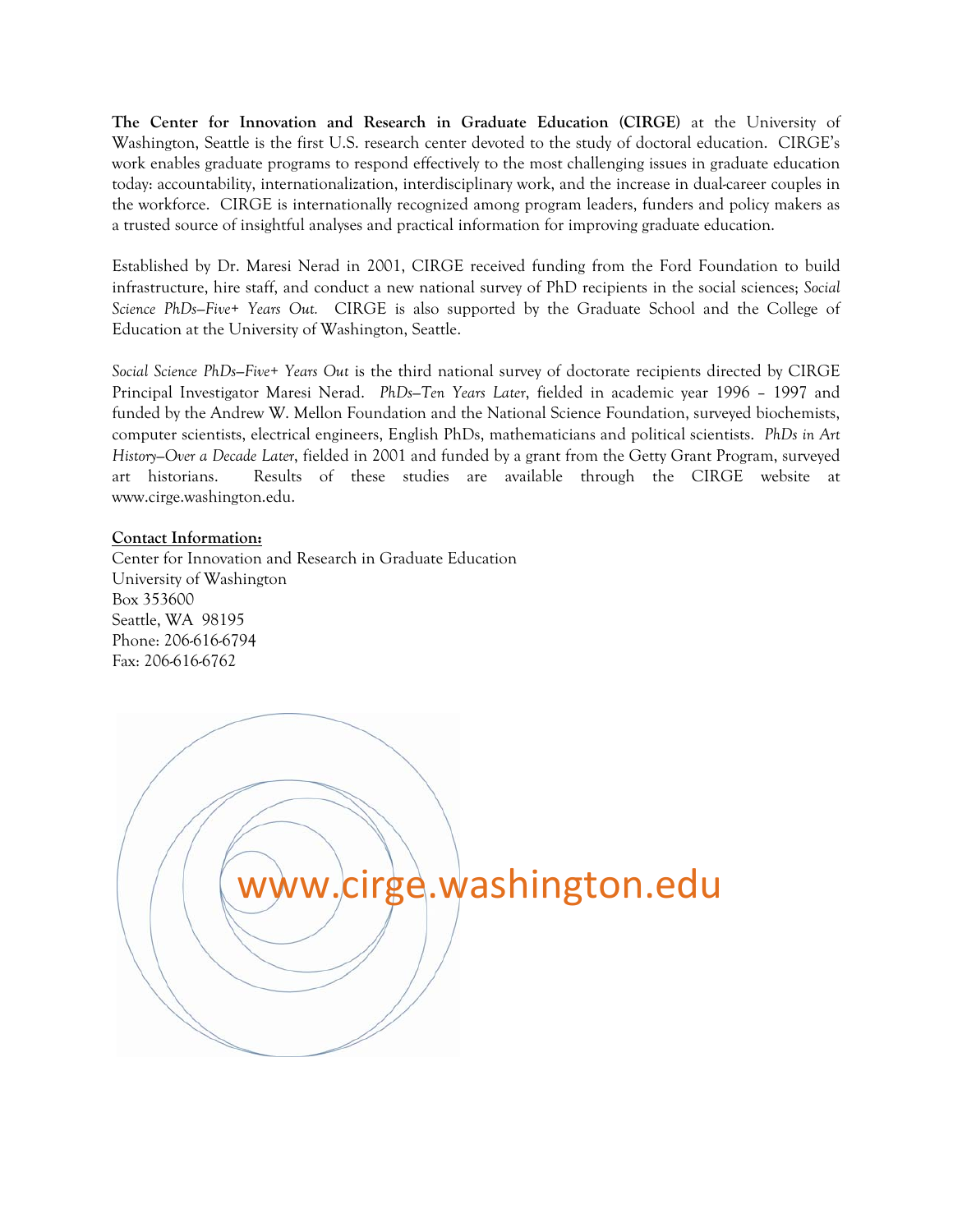**The Center for Innovation and Research in Graduate Education (CIRGE)** at the University of Washington, Seattle is the first U.S. research center devoted to the study of doctoral education. CIRGE's work enables graduate programs to respond effectively to the most challenging issues in graduate education today: accountability, internationalization, interdisciplinary work, and the increase in dual-career couples in the workforce. CIRGE is internationally recognized among program leaders, funders and policy makers as a trusted source of insightful analyses and practical information for improving graduate education.

Established by Dr. Maresi Nerad in 2001, CIRGE received funding from the Ford Foundation to build infrastructure, hire staff, and conduct a new national survey of PhD recipients in the social sciences; *Social Science PhDs–Five+ Years Out.* CIRGE is also supported by the Graduate School and the College of Education at the University of Washington, Seattle.

*Social Science PhDs–Five+ Years Out* is the third national survey of doctorate recipients directed by CIRGE Principal Investigator Maresi Nerad. *PhDs–Ten Years Later*, fielded in academic year 1996 – 1997 and funded by the Andrew W. Mellon Foundation and the National Science Foundation, surveyed biochemists, computer scientists, electrical engineers, English PhDs, mathematicians and political scientists. *PhDs in Art History–Over a Decade Later*, fielded in 2001 and funded by a grant from the Getty Grant Program, surveyed art historians. Results of these studies are available through the CIRGE website at www.cirge.washington.edu.

**Contact Information:**

Center for Innovation and Research in Graduate Education
University of Washington
Box 353600
Seattle, WA 98195
Phone: 206-616-6794
Fax: 206-616-6762

www.cirge.washington.edu